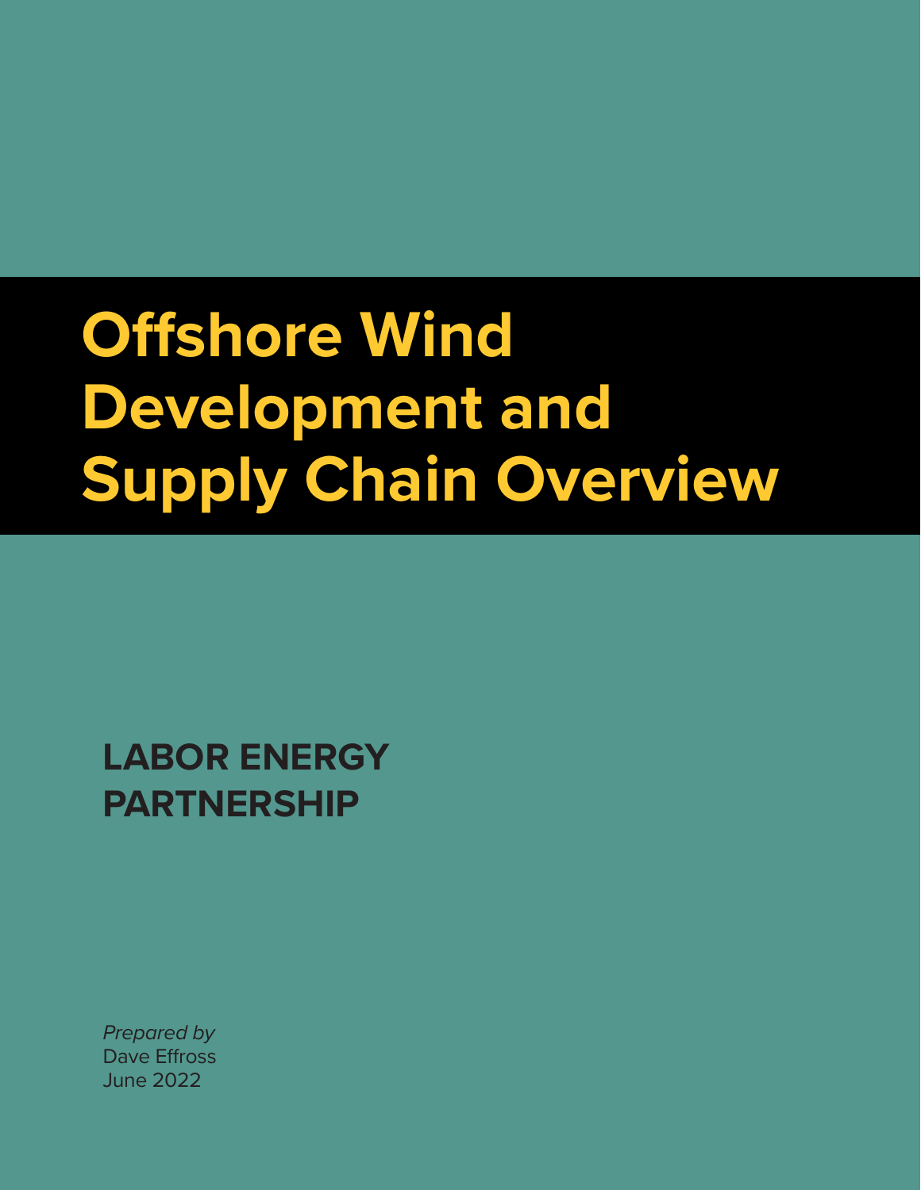# Offshore Wind Development and Supply Chain Overview

**LABOR ENERGY PARTNERSHIP**

*Prepared by*
Dave Effross
June 2022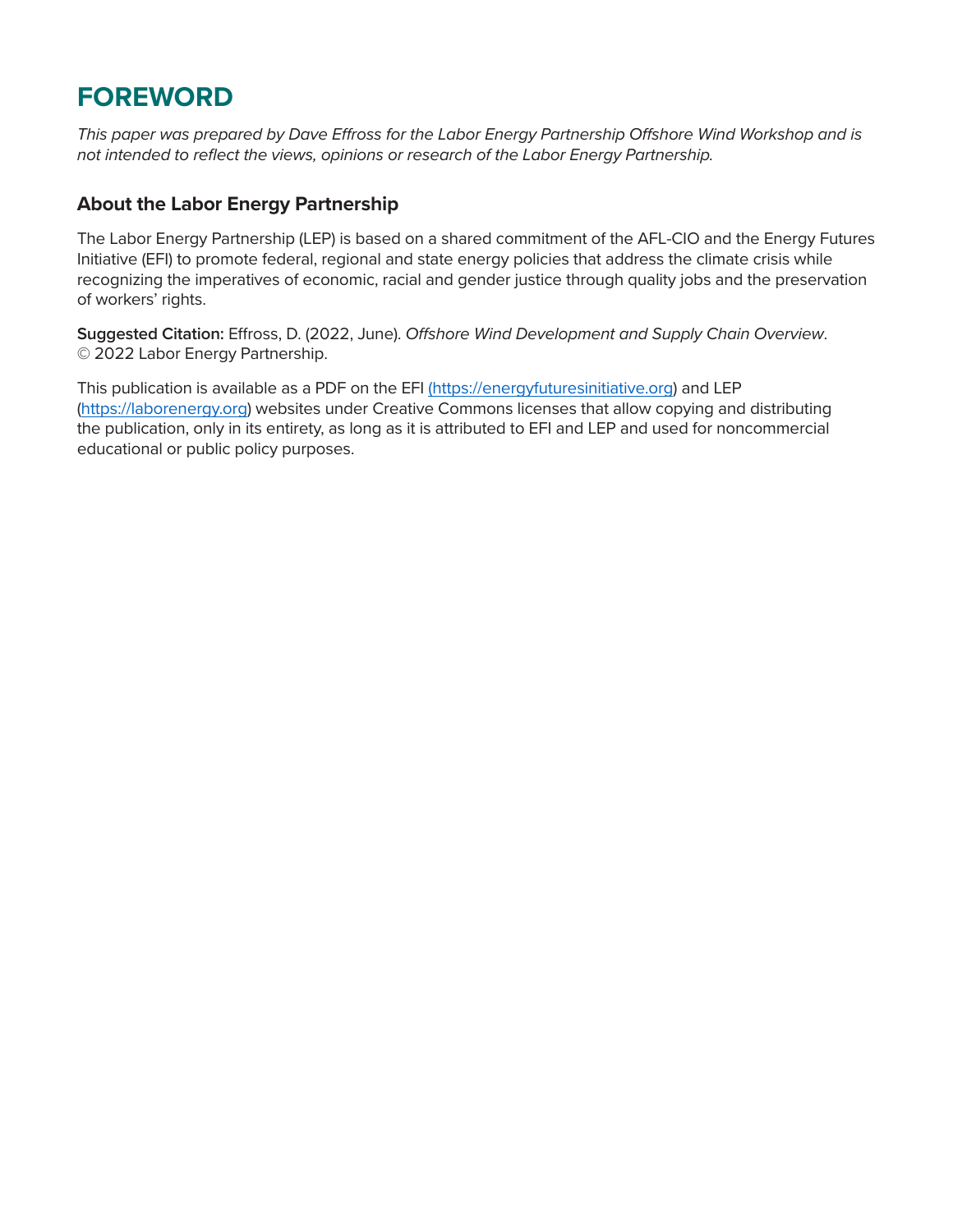# FOREWORD

*This paper was prepared by Dave Effross for the Labor Energy Partnership Offshore Wind Workshop and is not intended to reflect the views, opinions or research of the Labor Energy Partnership.*

## About the Labor Energy Partnership

The Labor Energy Partnership (LEP) is based on a shared commitment of the AFL-CIO and the Energy Futures Initiative (EFI) to promote federal, regional and state energy policies that address the climate crisis while recognizing the imperatives of economic, racial and gender justice through quality jobs and the preservation of workers' rights.

**Suggested Citation:** Effross, D. (2022, June). *Offshore Wind Development and Supply Chain Overview*. © 2022 Labor Energy Partnership.

This publication is available as a PDF on the EFI (https://energyfuturesinitiative.org) and LEP (https://laborenergy.org) websites under Creative Commons licenses that allow copying and distributing the publication, only in its entirety, as long as it is attributed to EFI and LEP and used for noncommercial educational or public policy purposes.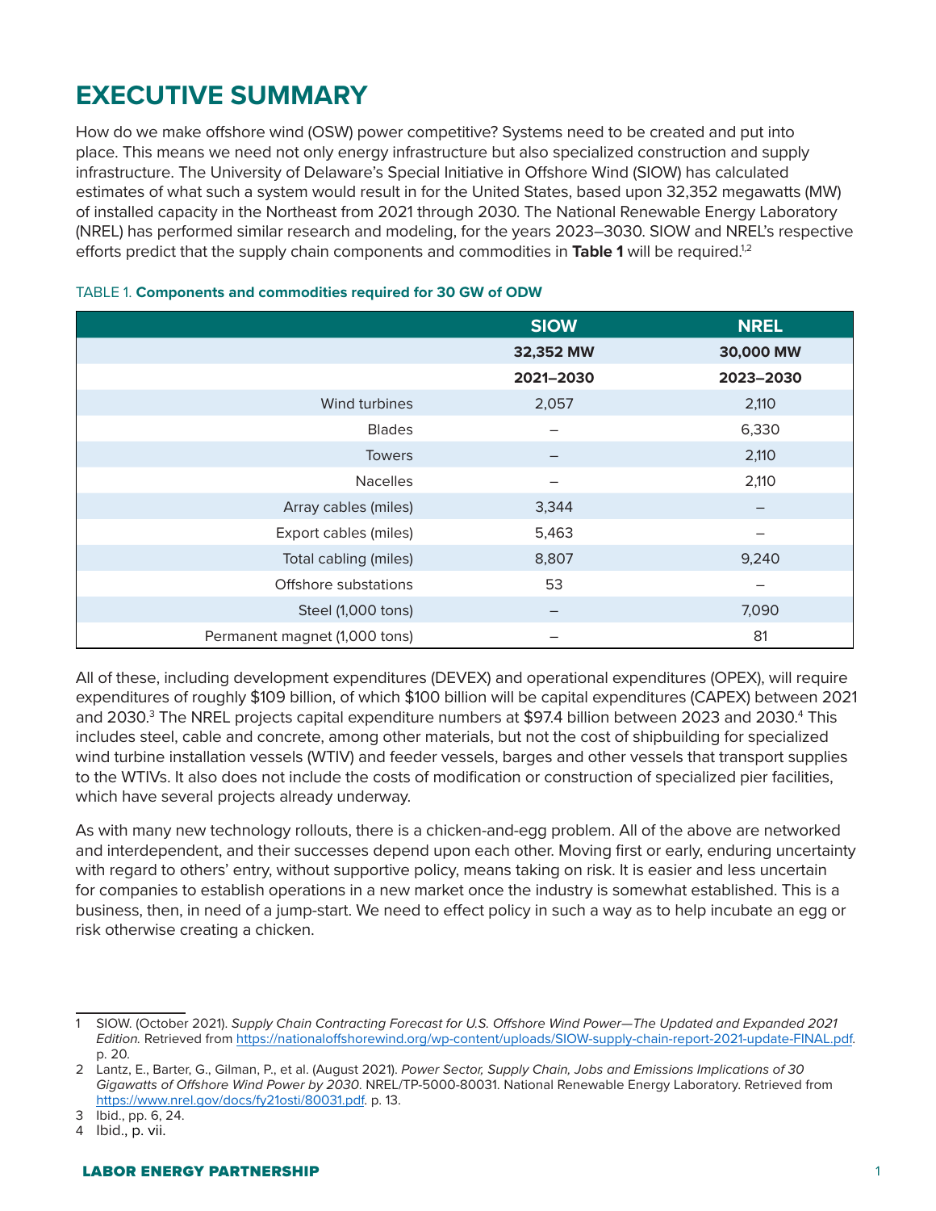# EXECUTIVE SUMMARY

How do we make offshore wind (OSW) power competitive? Systems need to be created and put into place. This means we need not only energy infrastructure but also specialized construction and supply infrastructure. The University of Delaware's Special Initiative in Offshore Wind (SIOW) has calculated estimates of what such a system would result in for the United States, based upon 32,352 megawatts (MW) of installed capacity in the Northeast from 2021 through 2030. The National Renewable Energy Laboratory (NREL) has performed similar research and modeling, for the years 2023–3030. SIOW and NREL's respective efforts predict that the supply chain components and commodities in **Table 1** will be required.[1,2]

TABLE 1. **Components and commodities required for 30 GW of ODW**

| | SIOW | NREL |
|---|---|---|
| | **32,352 MW** | **30,000 MW** |
| | **2021–2030** | **2023–2030** |
| Wind turbines | 2,057 | 2,110 |
| Blades | – | 6,330 |
| Towers | – | 2,110 |
| Nacelles | – | 2,110 |
| Array cables (miles) | 3,344 | – |
| Export cables (miles) | 5,463 | – |
| Total cabling (miles) | 8,807 | 9,240 |
| Offshore substations | 53 | – |
| Steel (1,000 tons) | – | 7,090 |
| Permanent magnet (1,000 tons) | – | 81 |

All of these, including development expenditures (DEVEX) and operational expenditures (OPEX), will require expenditures of roughly $109 billion, of which $100 billion will be capital expenditures (CAPEX) between 2021 and 2030.[3] The NREL projects capital expenditure numbers at $97.4 billion between 2023 and 2030.[4] This includes steel, cable and concrete, among other materials, but not the cost of shipbuilding for specialized wind turbine installation vessels (WTIV) and feeder vessels, barges and other vessels that transport supplies to the WTIVs. It also does not include the costs of modification or construction of specialized pier facilities, which have several projects already underway.

As with many new technology rollouts, there is a chicken-and-egg problem. All of the above are networked and interdependent, and their successes depend upon each other. Moving first or early, enduring uncertainty with regard to others' entry, without supportive policy, means taking on risk. It is easier and less uncertain for companies to establish operations in a new market once the industry is somewhat established. This is a business, then, in need of a jump-start. We need to effect policy in such a way as to help incubate an egg or risk otherwise creating a chicken.

1 SIOW. (October 2021). *Supply Chain Contracting Forecast for U.S. Offshore Wind Power—The Updated and Expanded 2021 Edition.* Retrieved from https://nationaloffshorewind.org/wp-content/uploads/SIOW-supply-chain-report-2021-update-FINAL.pdf. p. 20.

2 Lantz, E., Barter, G., Gilman, P., et al. (August 2021). *Power Sector, Supply Chain, Jobs and Emissions Implications of 30 Gigawatts of Offshore Wind Power by 2030*. NREL/TP-5000-80031. National Renewable Energy Laboratory. Retrieved from https://www.nrel.gov/docs/fy21osti/80031.pdf. p. 13.

3 Ibid., pp. 6, 24.

4 Ibid., p. vii.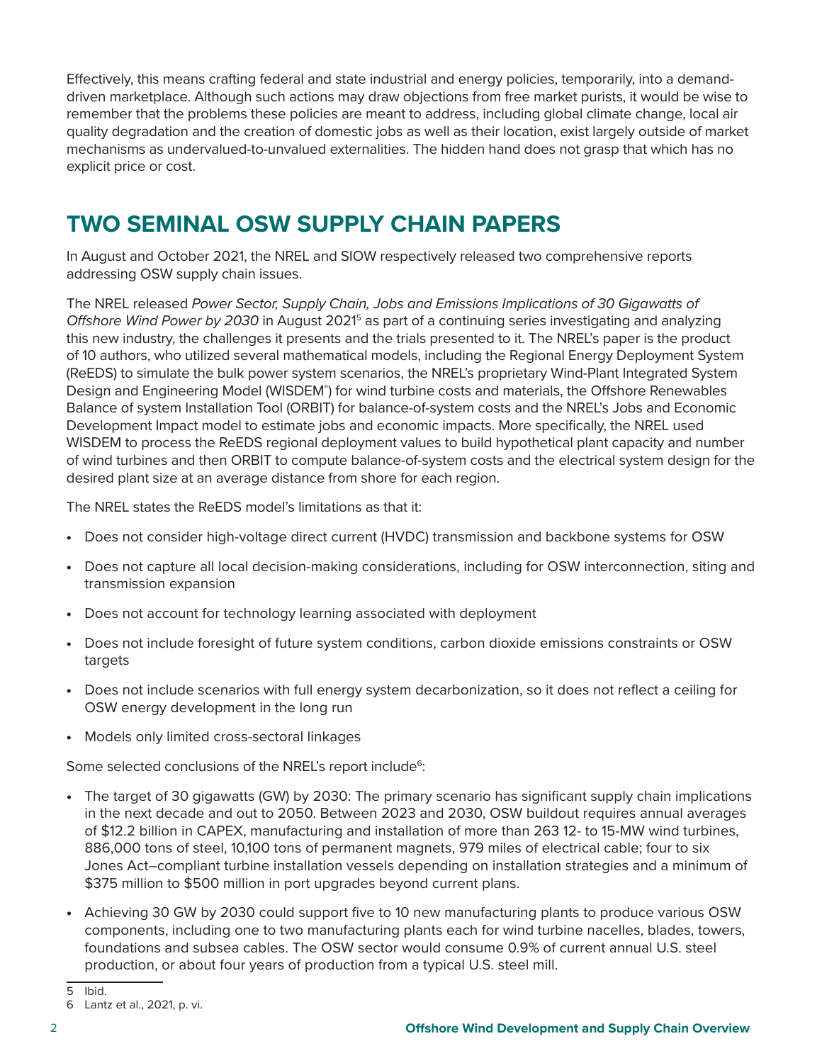Effectively, this means crafting federal and state industrial and energy policies, temporarily, into a demand-driven marketplace. Although such actions may draw objections from free market purists, it would be wise to remember that the problems these policies are meant to address, including global climate change, local air quality degradation and the creation of domestic jobs as well as their location, exist largely outside of market mechanisms as undervalued-to-unvalued externalities. The hidden hand does not grasp that which has no explicit price or cost.

## TWO SEMINAL OSW SUPPLY CHAIN PAPERS

In August and October 2021, the NREL and SIOW respectively released two comprehensive reports addressing OSW supply chain issues.

The NREL released *Power Sector, Supply Chain, Jobs and Emissions Implications of 30 Gigawatts of Offshore Wind Power by 2030* in August 2021[5] as part of a continuing series investigating and analyzing this new industry, the challenges it presents and the trials presented to it. The NREL's paper is the product of 10 authors, who utilized several mathematical models, including the Regional Energy Deployment System (ReEDS) to simulate the bulk power system scenarios, the NREL's proprietary Wind-Plant Integrated System Design and Engineering Model (WISDEM®) for wind turbine costs and materials, the Offshore Renewables Balance of system Installation Tool (ORBIT) for balance-of-system costs and the NREL's Jobs and Economic Development Impact model to estimate jobs and economic impacts. More specifically, the NREL used WISDEM to process the ReEDS regional deployment values to build hypothetical plant capacity and number of wind turbines and then ORBIT to compute balance-of-system costs and the electrical system design for the desired plant size at an average distance from shore for each region.

The NREL states the ReEDS model's limitations as that it:

- Does not consider high-voltage direct current (HVDC) transmission and backbone systems for OSW
- Does not capture all local decision-making considerations, including for OSW interconnection, siting and transmission expansion
- Does not account for technology learning associated with deployment
- Does not include foresight of future system conditions, carbon dioxide emissions constraints or OSW targets
- Does not include scenarios with full energy system decarbonization, so it does not reflect a ceiling for OSW energy development in the long run
- Models only limited cross-sectoral linkages

Some selected conclusions of the NREL's report include[6]:

- The target of 30 gigawatts (GW) by 2030: The primary scenario has significant supply chain implications in the next decade and out to 2050. Between 2023 and 2030, OSW buildout requires annual averages of $12.2 billion in CAPEX, manufacturing and installation of more than 263 12- to 15-MW wind turbines, 886,000 tons of steel, 10,100 tons of permanent magnets, 979 miles of electrical cable; four to six Jones Act–compliant turbine installation vessels depending on installation strategies and a minimum of $375 million to $500 million in port upgrades beyond current plans.
- Achieving 30 GW by 2030 could support five to 10 new manufacturing plants to produce various OSW components, including one to two manufacturing plants each for wind turbine nacelles, blades, towers, foundations and subsea cables. The OSW sector would consume 0.9% of current annual U.S. steel production, or about four years of production from a typical U.S. steel mill.

5 Ibid.

6 Lantz et al., 2021, p. vi.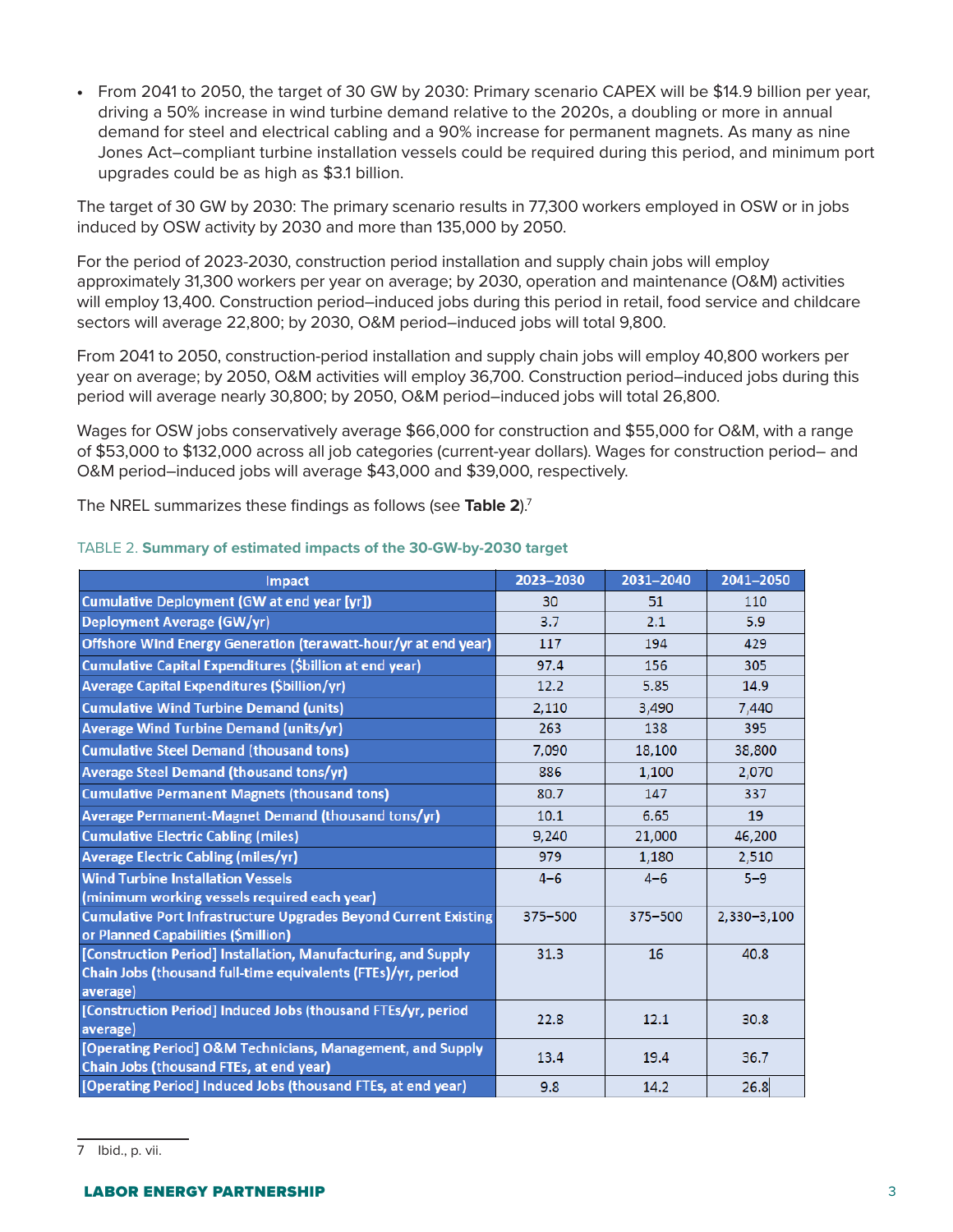- From 2041 to 2050, the target of 30 GW by 2030: Primary scenario CAPEX will be $14.9 billion per year, driving a 50% increase in wind turbine demand relative to the 2020s, a doubling or more in annual demand for steel and electrical cabling and a 90% increase for permanent magnets. As many as nine Jones Act–compliant turbine installation vessels could be required during this period, and minimum port upgrades could be as high as $3.1 billion.

The target of 30 GW by 2030: The primary scenario results in 77,300 workers employed in OSW or in jobs induced by OSW activity by 2030 and more than 135,000 by 2050.

For the period of 2023-2030, construction period installation and supply chain jobs will employ approximately 31,300 workers per year on average; by 2030, operation and maintenance (O&M) activities will employ 13,400. Construction period–induced jobs during this period in retail, food service and childcare sectors will average 22,800; by 2030, O&M period–induced jobs will total 9,800.

From 2041 to 2050, construction-period installation and supply chain jobs will employ 40,800 workers per year on average; by 2050, O&M activities will employ 36,700. Construction period–induced jobs during this period will average nearly 30,800; by 2050, O&M period–induced jobs will total 26,800.

Wages for OSW jobs conservatively average $66,000 for construction and $55,000 for O&M, with a range of $53,000 to $132,000 across all job categories (current-year dollars). Wages for construction period– and O&M period–induced jobs will average $43,000 and $39,000, respectively.

The NREL summarizes these findings as follows (see **Table 2**).[7]

TABLE 2. **Summary of estimated impacts of the 30-GW-by-2030 target**

| Impact | 2023–2030 | 2031–2040 | 2041–2050 |
|---|---|---|---|
| Cumulative Deployment (GW at end year [yr]) | 30 | 51 | 110 |
| Deployment Average (GW/yr) | 3.7 | 2.1 | 5.9 |
| Offshore Wind Energy Generation (terawatt-hour/yr at end year) | 117 | 194 | 429 |
| Cumulative Capital Expenditures ($billion at end year) | 97.4 | 156 | 305 |
| Average Capital Expenditures ($billion/yr) | 12.2 | 5.85 | 14.9 |
| Cumulative Wind Turbine Demand (units) | 2,110 | 3,490 | 7,440 |
| Average Wind Turbine Demand (units/yr) | 263 | 138 | 395 |
| Cumulative Steel Demand (thousand tons) | 7,090 | 18,100 | 38,800 |
| Average Steel Demand (thousand tons/yr) | 886 | 1,100 | 2,070 |
| Cumulative Permanent Magnets (thousand tons) | 80.7 | 147 | 337 |
| Average Permanent-Magnet Demand (thousand tons/yr) | 10.1 | 6.65 | 19 |
| Cumulative Electric Cabling (miles) | 9,240 | 21,000 | 46,200 |
| Average Electric Cabling (miles/yr) | 979 | 1,180 | 2,510 |
| Wind Turbine Installation Vessels (minimum working vessels required each year) | 4–6 | 4–6 | 5–9 |
| Cumulative Port Infrastructure Upgrades Beyond Current Existing or Planned Capabilities ($million) | 375–500 | 375–500 | 2,330–3,100 |
| [Construction Period] Installation, Manufacturing, and Supply Chain Jobs (thousand full-time equivalents (FTEs)/yr, period average) | 31.3 | 16 | 40.8 |
| [Construction Period] Induced Jobs (thousand FTEs/yr, period average) | 22.8 | 12.1 | 30.8 |
| [Operating Period] O&M Technicians, Management, and Supply Chain Jobs (thousand FTEs, at end year) | 13.4 | 19.4 | 36.7 |
| [Operating Period] Induced Jobs (thousand FTEs, at end year) | 9.8 | 14.2 | 26.8 |

7 Ibid., p. vii.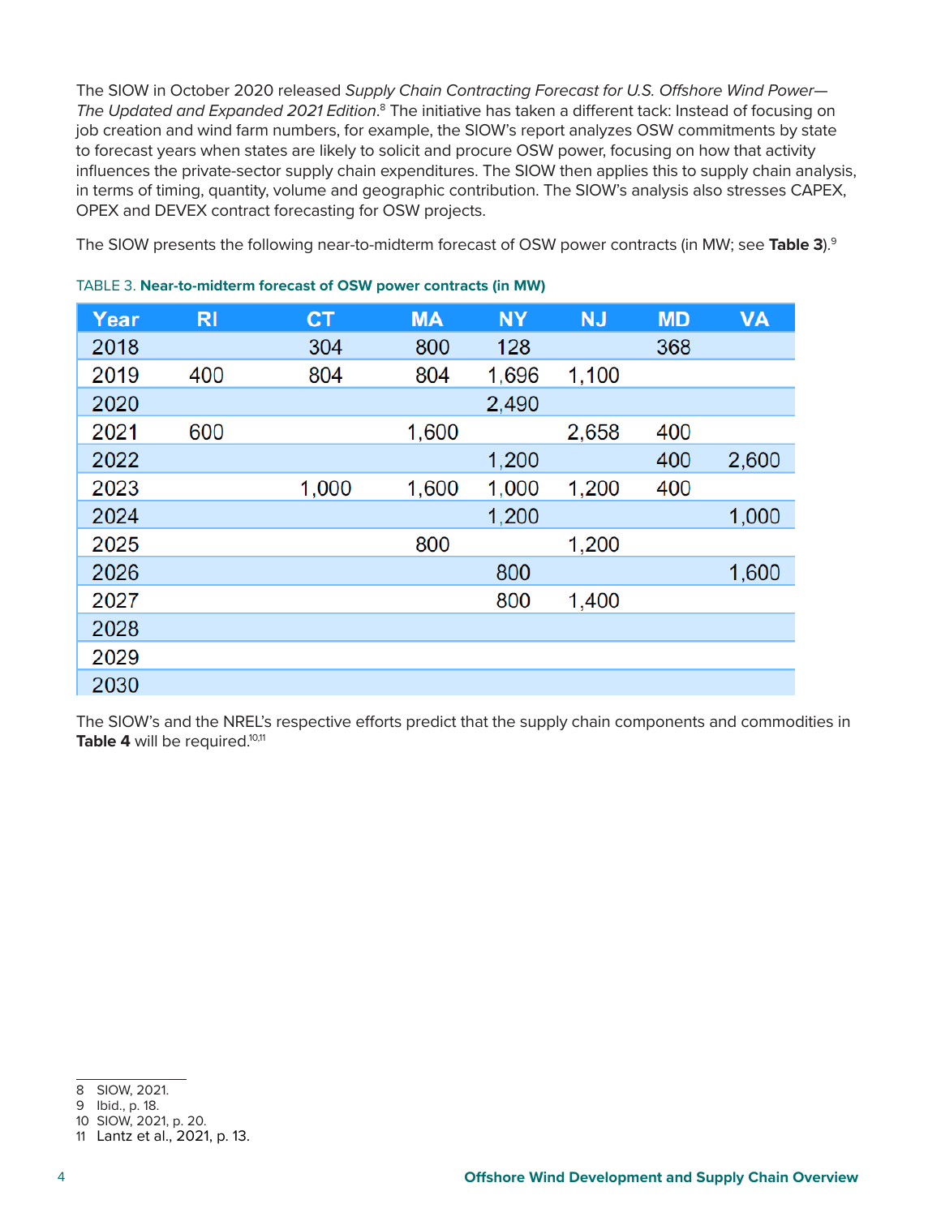The SIOW in October 2020 released *Supply Chain Contracting Forecast for U.S. Offshore Wind Power—The Updated and Expanded 2021 Edition*.[8] The initiative has taken a different tack: Instead of focusing on job creation and wind farm numbers, for example, the SIOW's report analyzes OSW commitments by state to forecast years when states are likely to solicit and procure OSW power, focusing on how that activity influences the private-sector supply chain expenditures. The SIOW then applies this to supply chain analysis, in terms of timing, quantity, volume and geographic contribution. The SIOW's analysis also stresses CAPEX, OPEX and DEVEX contract forecasting for OSW projects.

The SIOW presents the following near-to-midterm forecast of OSW power contracts (in MW; see **Table 3**).[9]

TABLE 3. **Near-to-midterm forecast of OSW power contracts (in MW)**

| Year | RI | CT | MA | NY | NJ | MD | VA |
|---|---|---|---|---|---|---|---|
| 2018 | | 304 | 800 | 128 | | 368 | |
| 2019 | 400 | 804 | 804 | 1,696 | 1,100 | | |
| 2020 | | | | 2,490 | | | |
| 2021 | 600 | | 1,600 | | 2,658 | 400 | |
| 2022 | | | | 1,200 | | 400 | 2,600 |
| 2023 | | 1,000 | 1,600 | 1,000 | 1,200 | 400 | |
| 2024 | | | | 1,200 | | | 1,000 |
| 2025 | | | 800 | | 1,200 | | |
| 2026 | | | | 800 | | | 1,600 |
| 2027 | | | | 800 | 1,400 | | |
| 2028 | | | | | | | |
| 2029 | | | | | | | |
| 2030 | | | | | | | |

The SIOW's and the NREL's respective efforts predict that the supply chain components and commodities in **Table 4** will be required.[10,11]

8 SIOW, 2021.
9 Ibid., p. 18.
10 SIOW, 2021, p. 20.
11 Lantz et al., 2021, p. 13.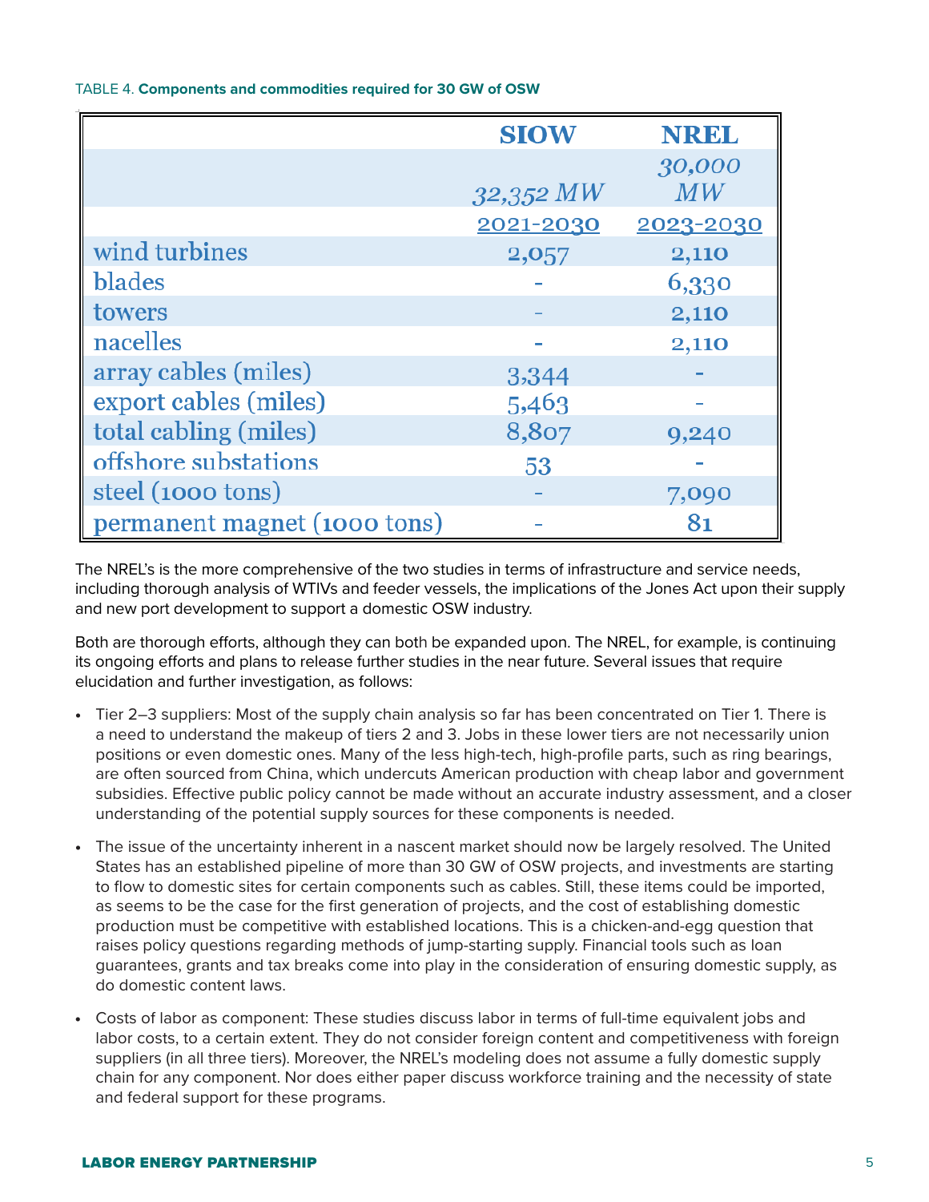TABLE 4. **Components and commodities required for 30 GW of OSW**

| | SIOW | NREL |
|---|---|---|
| | *32,352 MW* | *30,000 MW* |
| | 2021-2030 | 2023-2030 |
| wind turbines | 2,057 | 2,110 |
| blades | - | 6,330 |
| towers | - | 2,110 |
| nacelles | - | 2,110 |
| array cables (miles) | 3,344 | - |
| export cables (miles) | 5,463 | - |
| total cabling (miles) | 8,807 | 9,240 |
| offshore substations | 53 | - |
| steel (1000 tons) | - | 7,090 |
| permanent magnet (1000 tons) | - | 81 |

The NREL's is the more comprehensive of the two studies in terms of infrastructure and service needs, including thorough analysis of WTIVs and feeder vessels, the implications of the Jones Act upon their supply and new port development to support a domestic OSW industry.

Both are thorough efforts, although they can both be expanded upon. The NREL, for example, is continuing its ongoing efforts and plans to release further studies in the near future. Several issues that require elucidation and further investigation, as follows:

- Tier 2–3 suppliers: Most of the supply chain analysis so far has been concentrated on Tier 1. There is a need to understand the makeup of tiers 2 and 3. Jobs in these lower tiers are not necessarily union positions or even domestic ones. Many of the less high-tech, high-profile parts, such as ring bearings, are often sourced from China, which undercuts American production with cheap labor and government subsidies. Effective public policy cannot be made without an accurate industry assessment, and a closer understanding of the potential supply sources for these components is needed.
- The issue of the uncertainty inherent in a nascent market should now be largely resolved. The United States has an established pipeline of more than 30 GW of OSW projects, and investments are starting to flow to domestic sites for certain components such as cables. Still, these items could be imported, as seems to be the case for the first generation of projects, and the cost of establishing domestic production must be competitive with established locations. This is a chicken-and-egg question that raises policy questions regarding methods of jump-starting supply. Financial tools such as loan guarantees, grants and tax breaks come into play in the consideration of ensuring domestic supply, as do domestic content laws.
- Costs of labor as component: These studies discuss labor in terms of full-time equivalent jobs and labor costs, to a certain extent. They do not consider foreign content and competitiveness with foreign suppliers (in all three tiers). Moreover, the NREL's modeling does not assume a fully domestic supply chain for any component. Nor does either paper discuss workforce training and the necessity of state and federal support for these programs.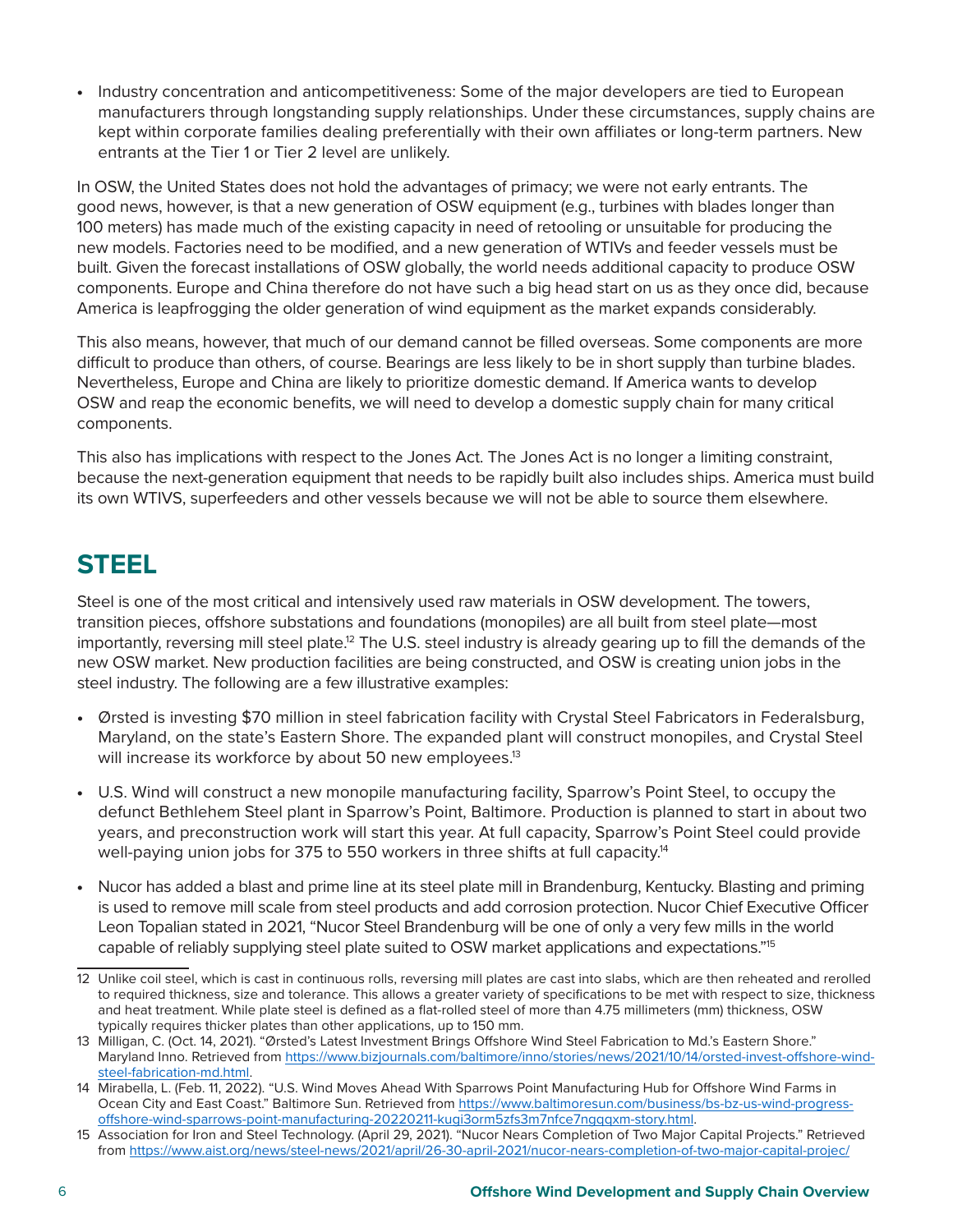- Industry concentration and anticompetitiveness: Some of the major developers are tied to European manufacturers through longstanding supply relationships. Under these circumstances, supply chains are kept within corporate families dealing preferentially with their own affiliates or long-term partners. New entrants at the Tier 1 or Tier 2 level are unlikely.

In OSW, the United States does not hold the advantages of primacy; we were not early entrants. The good news, however, is that a new generation of OSW equipment (e.g., turbines with blades longer than 100 meters) has made much of the existing capacity in need of retooling or unsuitable for producing the new models. Factories need to be modified, and a new generation of WTIVs and feeder vessels must be built. Given the forecast installations of OSW globally, the world needs additional capacity to produce OSW components. Europe and China therefore do not have such a big head start on us as they once did, because America is leapfrogging the older generation of wind equipment as the market expands considerably.

This also means, however, that much of our demand cannot be filled overseas. Some components are more difficult to produce than others, of course. Bearings are less likely to be in short supply than turbine blades. Nevertheless, Europe and China are likely to prioritize domestic demand. If America wants to develop OSW and reap the economic benefits, we will need to develop a domestic supply chain for many critical components.

This also has implications with respect to the Jones Act. The Jones Act is no longer a limiting constraint, because the next-generation equipment that needs to be rapidly built also includes ships. America must build its own WTIVS, superfeeders and other vessels because we will not be able to source them elsewhere.

## STEEL

Steel is one of the most critical and intensively used raw materials in OSW development. The towers, transition pieces, offshore substations and foundations (monopiles) are all built from steel plate—most importantly, reversing mill steel plate.[12] The U.S. steel industry is already gearing up to fill the demands of the new OSW market. New production facilities are being constructed, and OSW is creating union jobs in the steel industry. The following are a few illustrative examples:

- Ørsted is investing $70 million in steel fabrication facility with Crystal Steel Fabricators in Federalsburg, Maryland, on the state's Eastern Shore. The expanded plant will construct monopiles, and Crystal Steel will increase its workforce by about 50 new employees.[13]
- U.S. Wind will construct a new monopile manufacturing facility, Sparrow's Point Steel, to occupy the defunct Bethlehem Steel plant in Sparrow's Point, Baltimore. Production is planned to start in about two years, and preconstruction work will start this year. At full capacity, Sparrow's Point Steel could provide well-paying union jobs for 375 to 550 workers in three shifts at full capacity.[14]
- Nucor has added a blast and prime line at its steel plate mill in Brandenburg, Kentucky. Blasting and priming is used to remove mill scale from steel products and add corrosion protection. Nucor Chief Executive Officer Leon Topalian stated in 2021, "Nucor Steel Brandenburg will be one of only a very few mills in the world capable of reliably supplying steel plate suited to OSW market applications and expectations."[15]

---

12 Unlike coil steel, which is cast in continuous rolls, reversing mill plates are cast into slabs, which are then reheated and rerolled to required thickness, size and tolerance. This allows a greater variety of specifications to be met with respect to size, thickness and heat treatment. While plate steel is defined as a flat-rolled steel of more than 4.75 millimeters (mm) thickness, OSW typically requires thicker plates than other applications, up to 150 mm.

13 Milligan, C. (Oct. 14, 2021). "Ørsted's Latest Investment Brings Offshore Wind Steel Fabrication to Md.'s Eastern Shore." Maryland Inno. Retrieved from https://www.bizjournals.com/baltimore/inno/stories/news/2021/10/14/orsted-invest-offshore-wind-steel-fabrication-md.html.

14 Mirabella, L. (Feb. 11, 2022). "U.S. Wind Moves Ahead With Sparrows Point Manufacturing Hub for Offshore Wind Farms in Ocean City and East Coast." Baltimore Sun. Retrieved from https://www.baltimoresun.com/business/bs-bz-us-wind-progress-offshore-wind-sparrows-point-manufacturing-20220211-kugi3orm5zfs3m7nfce7ngqqxm-story.html.

15 Association for Iron and Steel Technology. (April 29, 2021). "Nucor Nears Completion of Two Major Capital Projects." Retrieved from https://www.aist.org/news/steel-news/2021/april/26-30-april-2021/nucor-nears-completion-of-two-major-capital-projec/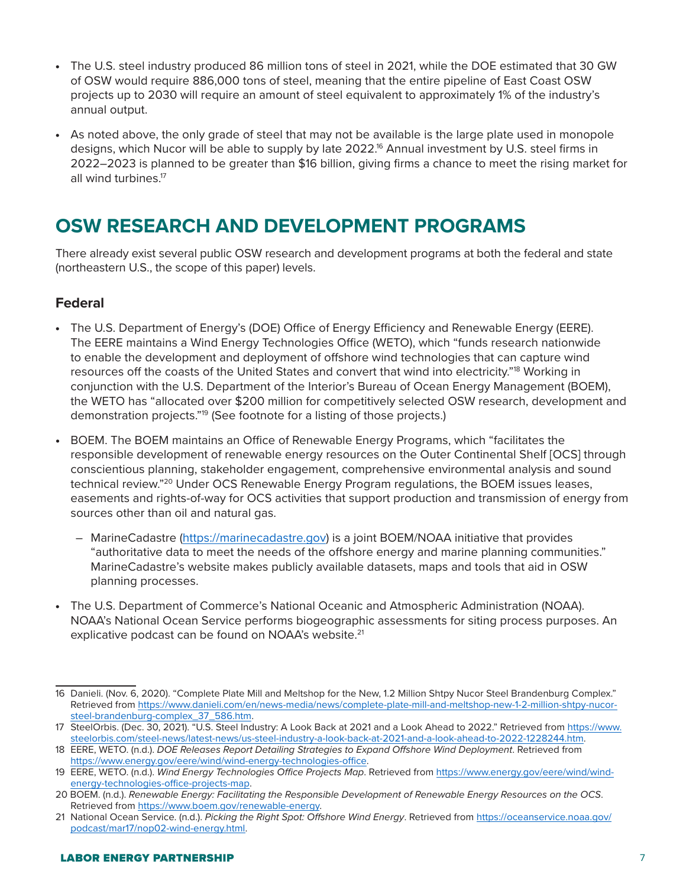- The U.S. steel industry produced 86 million tons of steel in 2021, while the DOE estimated that 30 GW of OSW would require 886,000 tons of steel, meaning that the entire pipeline of East Coast OSW projects up to 2030 will require an amount of steel equivalent to approximately 1% of the industry's annual output.
- As noted above, the only grade of steel that may not be available is the large plate used in monopole designs, which Nucor will be able to supply by late 2022.[16] Annual investment by U.S. steel firms in 2022–2023 is planned to be greater than $16 billion, giving firms a chance to meet the rising market for all wind turbines.[17]

# OSW RESEARCH AND DEVELOPMENT PROGRAMS

There already exist several public OSW research and development programs at both the federal and state (northeastern U.S., the scope of this paper) levels.

## Federal

- The U.S. Department of Energy's (DOE) Office of Energy Efficiency and Renewable Energy (EERE). The EERE maintains a Wind Energy Technologies Office (WETO), which "funds research nationwide to enable the development and deployment of offshore wind technologies that can capture wind resources off the coasts of the United States and convert that wind into electricity."[18] Working in conjunction with the U.S. Department of the Interior's Bureau of Ocean Energy Management (BOEM), the WETO has "allocated over $200 million for competitively selected OSW research, development and demonstration projects."[19] (See footnote for a listing of those projects.)
- BOEM. The BOEM maintains an Office of Renewable Energy Programs, which "facilitates the responsible development of renewable energy resources on the Outer Continental Shelf [OCS] through conscientious planning, stakeholder engagement, comprehensive environmental analysis and sound technical review."[20] Under OCS Renewable Energy Program regulations, the BOEM issues leases, easements and rights-of-way for OCS activities that support production and transmission of energy from sources other than oil and natural gas.
  - MarineCadastre (https://marinecadastre.gov) is a joint BOEM/NOAA initiative that provides "authoritative data to meet the needs of the offshore energy and marine planning communities." MarineCadastre's website makes publicly available datasets, maps and tools that aid in OSW planning processes.
- The U.S. Department of Commerce's National Oceanic and Atmospheric Administration (NOAA). NOAA's National Ocean Service performs biogeographic assessments for siting process purposes. An explicative podcast can be found on NOAA's website.[21]

---

16 Danieli. (Nov. 6, 2020). "Complete Plate Mill and Meltshop for the New, 1.2 Million Shtpy Nucor Steel Brandenburg Complex." Retrieved from https://www.danieli.com/en/news-media/news/complete-plate-mill-and-meltshop-new-1-2-million-shtpy-nucor-steel-brandenburg-complex_37_586.htm.

17 SteelOrbis. (Dec. 30, 2021). "U.S. Steel Industry: A Look Back at 2021 and a Look Ahead to 2022." Retrieved from https://www.steelorbis.com/steel-news/latest-news/us-steel-industry-a-look-back-at-2021-and-a-look-ahead-to-2022-1228244.htm.

18 EERE, WETO. (n.d.). *DOE Releases Report Detailing Strategies to Expand Offshore Wind Deployment*. Retrieved from https://www.energy.gov/eere/wind/wind-energy-technologies-office.

19 EERE, WETO. (n.d.). *Wind Energy Technologies Office Projects Map*. Retrieved from https://www.energy.gov/eere/wind/wind-energy-technologies-office-projects-map.

20 BOEM. (n.d.). *Renewable Energy: Facilitating the Responsible Development of Renewable Energy Resources on the OCS*. Retrieved from https://www.boem.gov/renewable-energy.

21 National Ocean Service. (n.d.). *Picking the Right Spot: Offshore Wind Energy*. Retrieved from https://oceanservice.noaa.gov/podcast/mar17/nop02-wind-energy.html.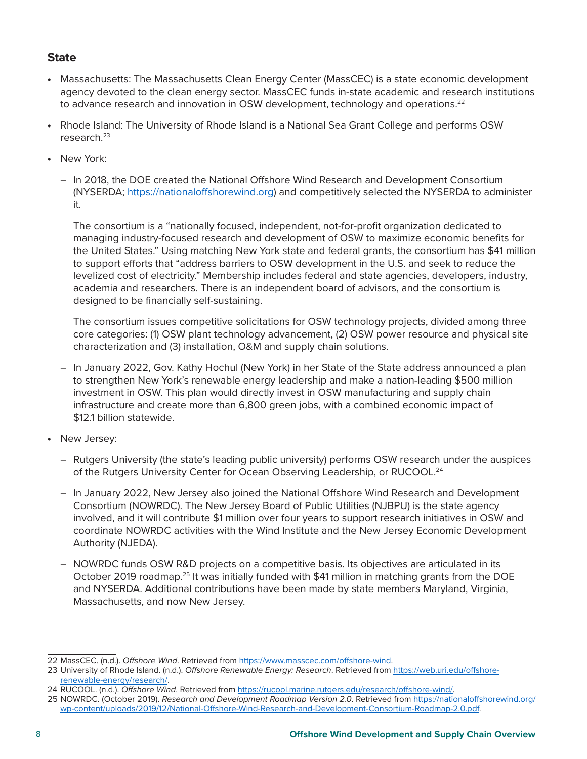## State

- Massachusetts: The Massachusetts Clean Energy Center (MassCEC) is a state economic development agency devoted to the clean energy sector. MassCEC funds in-state academic and research institutions to advance research and innovation in OSW development, technology and operations.[22]
- Rhode Island: The University of Rhode Island is a National Sea Grant College and performs OSW research.[23]
- New York:
  - In 2018, the DOE created the National Offshore Wind Research and Development Consortium (NYSERDA; https://nationaloffshorewind.org) and competitively selected the NYSERDA to administer it.

    The consortium is a "nationally focused, independent, not-for-profit organization dedicated to managing industry-focused research and development of OSW to maximize economic benefits for the United States." Using matching New York state and federal grants, the consortium has $41 million to support efforts that "address barriers to OSW development in the U.S. and seek to reduce the levelized cost of electricity." Membership includes federal and state agencies, developers, industry, academia and researchers. There is an independent board of advisors, and the consortium is designed to be financially self-sustaining.

    The consortium issues competitive solicitations for OSW technology projects, divided among three core categories: (1) OSW plant technology advancement, (2) OSW power resource and physical site characterization and (3) installation, O&M and supply chain solutions.
  - In January 2022, Gov. Kathy Hochul (New York) in her State of the State address announced a plan to strengthen New York's renewable energy leadership and make a nation-leading $500 million investment in OSW. This plan would directly invest in OSW manufacturing and supply chain infrastructure and create more than 6,800 green jobs, with a combined economic impact of $12.1 billion statewide.
- New Jersey:
  - Rutgers University (the state's leading public university) performs OSW research under the auspices of the Rutgers University Center for Ocean Observing Leadership, or RUCOOL.[24]
  - In January 2022, New Jersey also joined the National Offshore Wind Research and Development Consortium (NOWRDC). The New Jersey Board of Public Utilities (NJBPU) is the state agency involved, and it will contribute $1 million over four years to support research initiatives in OSW and coordinate NOWRDC activities with the Wind Institute and the New Jersey Economic Development Authority (NJEDA).
  - NOWRDC funds OSW R&D projects on a competitive basis. Its objectives are articulated in its October 2019 roadmap.[25] It was initially funded with $41 million in matching grants from the DOE and NYSERDA. Additional contributions have been made by state members Maryland, Virginia, Massachusetts, and now New Jersey.

---

22 MassCEC. (n.d.). *Offshore Wind*. Retrieved from https://www.masscec.com/offshore-wind.

23 University of Rhode Island. (n.d.). *Offshore Renewable Energy: Research*. Retrieved from https://web.uri.edu/offshore-renewable-energy/research/.

24 RUCOOL. (n.d.). *Offshore Wind*. Retrieved from https://rucool.marine.rutgers.edu/research/offshore-wind/.

25 NOWRDC. (October 2019). *Research and Development Roadmap Version 2.0*. Retrieved from https://nationaloffshorewind.org/wp-content/uploads/2019/12/National-Offshore-Wind-Research-and-Development-Consortium-Roadmap-2.0.pdf.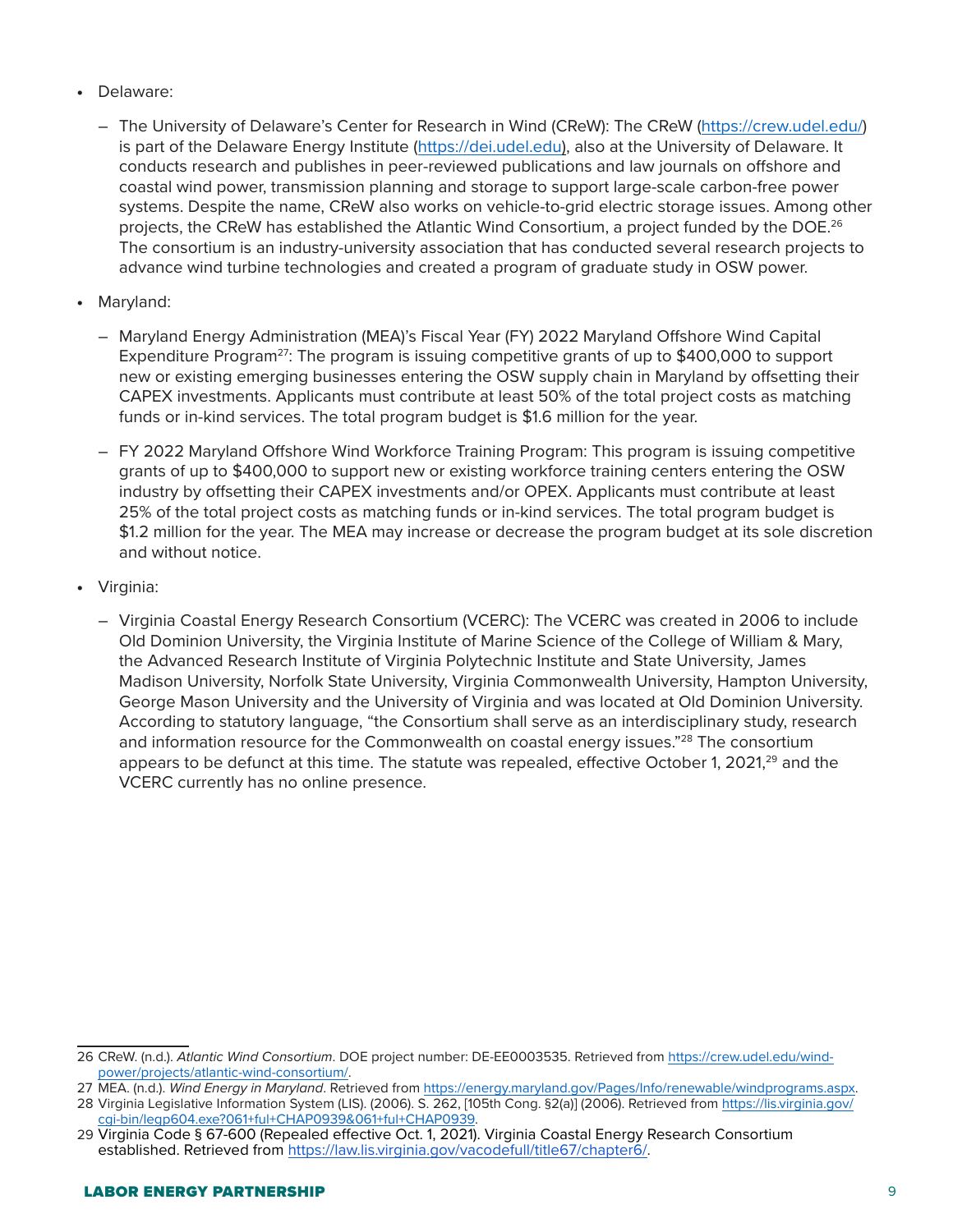- Delaware:
  - The University of Delaware's Center for Research in Wind (CReW): The CReW (https://crew.udel.edu/) is part of the Delaware Energy Institute (https://dei.udel.edu), also at the University of Delaware. It conducts research and publishes in peer-reviewed publications and law journals on offshore and coastal wind power, transmission planning and storage to support large-scale carbon-free power systems. Despite the name, CReW also works on vehicle-to-grid electric storage issues. Among other projects, the CReW has established the Atlantic Wind Consortium, a project funded by the DOE.[26] The consortium is an industry-university association that has conducted several research projects to advance wind turbine technologies and created a program of graduate study in OSW power.
- Maryland:
  - Maryland Energy Administration (MEA)'s Fiscal Year (FY) 2022 Maryland Offshore Wind Capital Expenditure Program[27]: The program is issuing competitive grants of up to $400,000 to support new or existing emerging businesses entering the OSW supply chain in Maryland by offsetting their CAPEX investments. Applicants must contribute at least 50% of the total project costs as matching funds or in-kind services. The total program budget is $1.6 million for the year.
  - FY 2022 Maryland Offshore Wind Workforce Training Program: This program is issuing competitive grants of up to $400,000 to support new or existing workforce training centers entering the OSW industry by offsetting their CAPEX investments and/or OPEX. Applicants must contribute at least 25% of the total project costs as matching funds or in-kind services. The total program budget is $1.2 million for the year. The MEA may increase or decrease the program budget at its sole discretion and without notice.
- Virginia:
  - Virginia Coastal Energy Research Consortium (VCERC): The VCERC was created in 2006 to include Old Dominion University, the Virginia Institute of Marine Science of the College of William & Mary, the Advanced Research Institute of Virginia Polytechnic Institute and State University, James Madison University, Norfolk State University, Virginia Commonwealth University, Hampton University, George Mason University and the University of Virginia and was located at Old Dominion University. According to statutory language, "the Consortium shall serve as an interdisciplinary study, research and information resource for the Commonwealth on coastal energy issues."[28] The consortium appears to be defunct at this time. The statute was repealed, effective October 1, 2021,[29] and the VCERC currently has no online presence.

---

26 CReW. (n.d.). *Atlantic Wind Consortium*. DOE project number: DE-EE0003535. Retrieved from https://crew.udel.edu/wind-power/projects/atlantic-wind-consortium/.

27 MEA. (n.d.). *Wind Energy in Maryland*. Retrieved from https://energy.maryland.gov/Pages/Info/renewable/windprograms.aspx.

28 Virginia Legislative Information System (LIS). (2006). S. 262, [105th Cong. §2(a)] (2006). Retrieved from https://lis.virginia.gov/cgi-bin/legp604.exe?061+ful+CHAP0939&061+ful+CHAP0939.

29 Virginia Code § 67-600 (Repealed effective Oct. 1, 2021). Virginia Coastal Energy Research Consortium established. Retrieved from https://law.lis.virginia.gov/vacodefull/title67/chapter6/.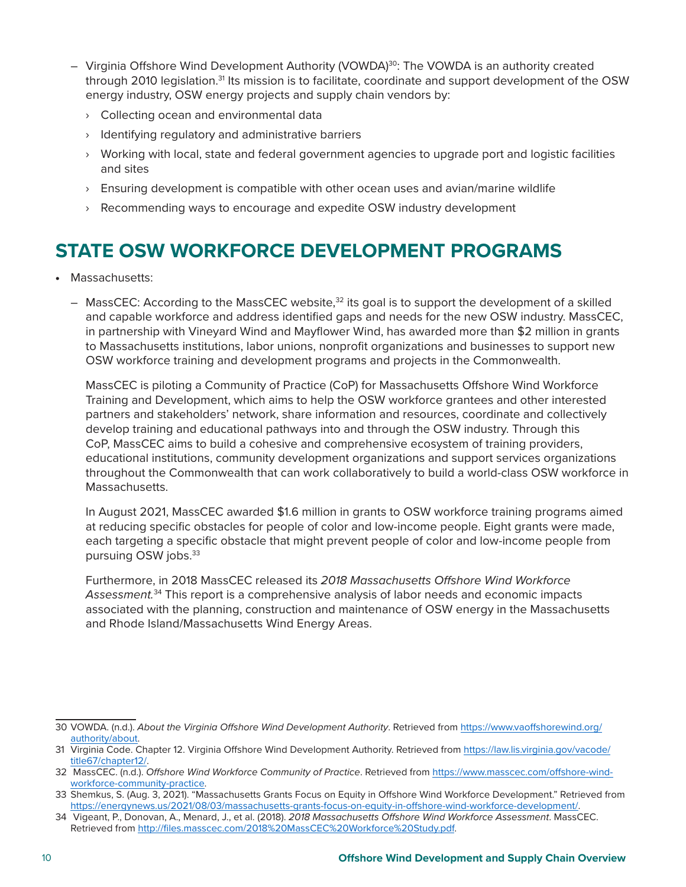- Virginia Offshore Wind Development Authority (VOWDA)[30]: The VOWDA is an authority created through 2010 legislation.[31] Its mission is to facilitate, coordinate and support development of the OSW energy industry, OSW energy projects and supply chain vendors by:
  - Collecting ocean and environmental data
  - Identifying regulatory and administrative barriers
  - Working with local, state and federal government agencies to upgrade port and logistic facilities and sites
  - Ensuring development is compatible with other ocean uses and avian/marine wildlife
  - Recommending ways to encourage and expedite OSW industry development

## STATE OSW WORKFORCE DEVELOPMENT PROGRAMS

- Massachusetts:
  - MassCEC: According to the MassCEC website,[32] its goal is to support the development of a skilled and capable workforce and address identified gaps and needs for the new OSW industry. MassCEC, in partnership with Vineyard Wind and Mayflower Wind, has awarded more than $2 million in grants to Massachusetts institutions, labor unions, nonprofit organizations and businesses to support new OSW workforce training and development programs and projects in the Commonwealth.

    MassCEC is piloting a Community of Practice (CoP) for Massachusetts Offshore Wind Workforce Training and Development, which aims to help the OSW workforce grantees and other interested partners and stakeholders' network, share information and resources, coordinate and collectively develop training and educational pathways into and through the OSW industry. Through this CoP, MassCEC aims to build a cohesive and comprehensive ecosystem of training providers, educational institutions, community development organizations and support services organizations throughout the Commonwealth that can work collaboratively to build a world-class OSW workforce in Massachusetts.

    In August 2021, MassCEC awarded $1.6 million in grants to OSW workforce training programs aimed at reducing specific obstacles for people of color and low-income people. Eight grants were made, each targeting a specific obstacle that might prevent people of color and low-income people from pursuing OSW jobs.[33]

    Furthermore, in 2018 MassCEC released its *2018 Massachusetts Offshore Wind Workforce Assessment*.[34] This report is a comprehensive analysis of labor needs and economic impacts associated with the planning, construction and maintenance of OSW energy in the Massachusetts and Rhode Island/Massachusetts Wind Energy Areas.

---

30 VOWDA. (n.d.). *About the Virginia Offshore Wind Development Authority*. Retrieved from https://www.vaoffshorewind.org/authority/about.

31 Virginia Code. Chapter 12. Virginia Offshore Wind Development Authority. Retrieved from https://law.lis.virginia.gov/vacode/title67/chapter12/.

32 MassCEC. (n.d.). *Offshore Wind Workforce Community of Practice*. Retrieved from https://www.masscec.com/offshore-wind-workforce-community-practice.

33 Shemkus, S. (Aug. 3, 2021). "Massachusetts Grants Focus on Equity in Offshore Wind Workforce Development." Retrieved from https://energynews.us/2021/08/03/massachusetts-grants-focus-on-equity-in-offshore-wind-workforce-development/.

34 Vigeant, P., Donovan, A., Menard, J., et al. (2018). *2018 Massachusetts Offshore Wind Workforce Assessment*. MassCEC. Retrieved from http://files.masscec.com/2018%20MassCEC%20Workforce%20Study.pdf.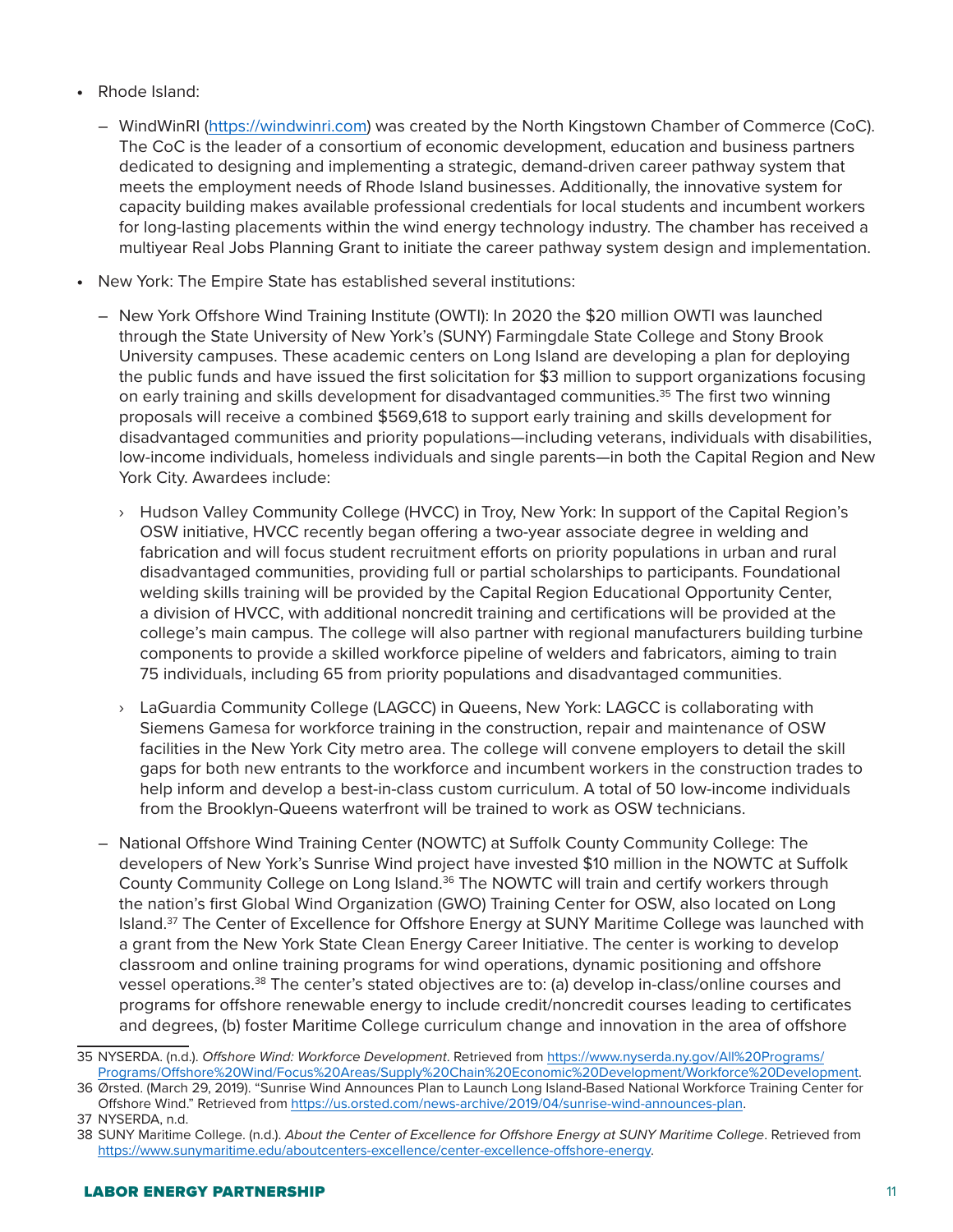- Rhode Island:
  - WindWinRI (https://windwinri.com) was created by the North Kingstown Chamber of Commerce (CoC). The CoC is the leader of a consortium of economic development, education and business partners dedicated to designing and implementing a strategic, demand-driven career pathway system that meets the employment needs of Rhode Island businesses. Additionally, the innovative system for capacity building makes available professional credentials for local students and incumbent workers for long-lasting placements within the wind energy technology industry. The chamber has received a multiyear Real Jobs Planning Grant to initiate the career pathway system design and implementation.
- New York: The Empire State has established several institutions:
  - New York Offshore Wind Training Institute (OWTI): In 2020 the $20 million OWTI was launched through the State University of New York's (SUNY) Farmingdale State College and Stony Brook University campuses. These academic centers on Long Island are developing a plan for deploying the public funds and have issued the first solicitation for $3 million to support organizations focusing on early training and skills development for disadvantaged communities.[35] The first two winning proposals will receive a combined $569,618 to support early training and skills development for disadvantaged communities and priority populations—including veterans, individuals with disabilities, low-income individuals, homeless individuals and single parents—in both the Capital Region and New York City. Awardees include:
    - Hudson Valley Community College (HVCC) in Troy, New York: In support of the Capital Region's OSW initiative, HVCC recently began offering a two-year associate degree in welding and fabrication and will focus student recruitment efforts on priority populations in urban and rural disadvantaged communities, providing full or partial scholarships to participants. Foundational welding skills training will be provided by the Capital Region Educational Opportunity Center, a division of HVCC, with additional noncredit training and certifications will be provided at the college's main campus. The college will also partner with regional manufacturers building turbine components to provide a skilled workforce pipeline of welders and fabricators, aiming to train 75 individuals, including 65 from priority populations and disadvantaged communities.
    - LaGuardia Community College (LAGCC) in Queens, New York: LAGCC is collaborating with Siemens Gamesa for workforce training in the construction, repair and maintenance of OSW facilities in the New York City metro area. The college will convene employers to detail the skill gaps for both new entrants to the workforce and incumbent workers in the construction trades to help inform and develop a best-in-class custom curriculum. A total of 50 low-income individuals from the Brooklyn-Queens waterfront will be trained to work as OSW technicians.
  - National Offshore Wind Training Center (NOWTC) at Suffolk County Community College: The developers of New York's Sunrise Wind project have invested $10 million in the NOWTC at Suffolk County Community College on Long Island.[36] The NOWTC will train and certify workers through the nation's first Global Wind Organization (GWO) Training Center for OSW, also located on Long Island.[37] The Center of Excellence for Offshore Energy at SUNY Maritime College was launched with a grant from the New York State Clean Energy Career Initiative. The center is working to develop classroom and online training programs for wind operations, dynamic positioning and offshore vessel operations.[38] The center's stated objectives are to: (a) develop in-class/online courses and programs for offshore renewable energy to include credit/noncredit courses leading to certificates and degrees, (b) foster Maritime College curriculum change and innovation in the area of offshore

---

35 NYSERDA. (n.d.). *Offshore Wind: Workforce Development*. Retrieved from https://www.nyserda.ny.gov/All%20Programs/Programs/Offshore%20Wind/Focus%20Areas/Supply%20Chain%20Economic%20Development/Workforce%20Development.

36 Ørsted. (March 29, 2019). "Sunrise Wind Announces Plan to Launch Long Island-Based National Workforce Training Center for Offshore Wind." Retrieved from https://us.orsted.com/news-archive/2019/04/sunrise-wind-announces-plan.

37 NYSERDA, n.d.

38 SUNY Maritime College. (n.d.). *About the Center of Excellence for Offshore Energy at SUNY Maritime College*. Retrieved from https://www.sunymaritime.edu/aboutcenters-excellence/center-excellence-offshore-energy.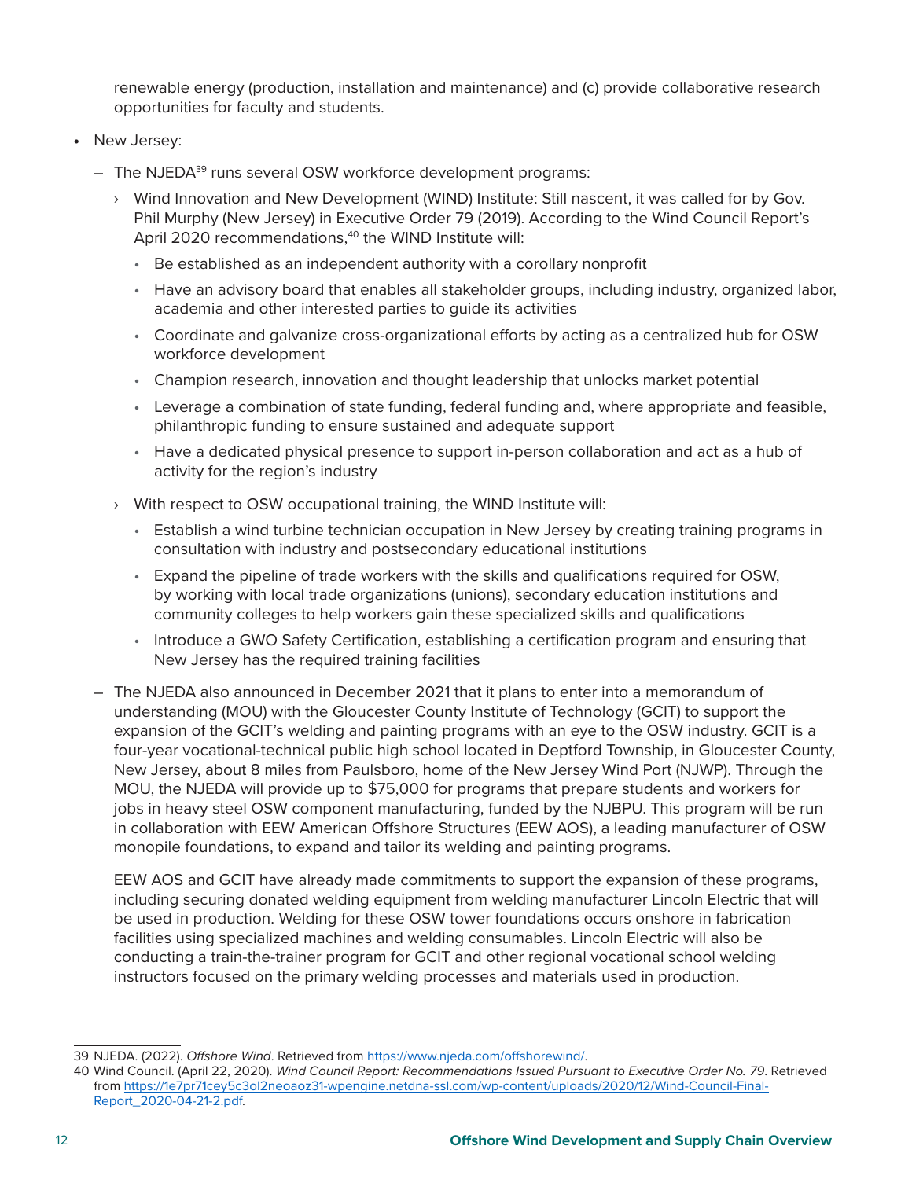renewable energy (production, installation and maintenance) and (c) provide collaborative research opportunities for faculty and students.

- New Jersey:
  - The NJEDA[39] runs several OSW workforce development programs:
    - Wind Innovation and New Development (WIND) Institute: Still nascent, it was called for by Gov. Phil Murphy (New Jersey) in Executive Order 79 (2019). According to the Wind Council Report's April 2020 recommendations,[40] the WIND Institute will:
      - Be established as an independent authority with a corollary nonprofit
      - Have an advisory board that enables all stakeholder groups, including industry, organized labor, academia and other interested parties to guide its activities
      - Coordinate and galvanize cross-organizational efforts by acting as a centralized hub for OSW workforce development
      - Champion research, innovation and thought leadership that unlocks market potential
      - Leverage a combination of state funding, federal funding and, where appropriate and feasible, philanthropic funding to ensure sustained and adequate support
      - Have a dedicated physical presence to support in-person collaboration and act as a hub of activity for the region's industry
    - With respect to OSW occupational training, the WIND Institute will:
      - Establish a wind turbine technician occupation in New Jersey by creating training programs in consultation with industry and postsecondary educational institutions
      - Expand the pipeline of trade workers with the skills and qualifications required for OSW, by working with local trade organizations (unions), secondary education institutions and community colleges to help workers gain these specialized skills and qualifications
      - Introduce a GWO Safety Certification, establishing a certification program and ensuring that New Jersey has the required training facilities
  - The NJEDA also announced in December 2021 that it plans to enter into a memorandum of understanding (MOU) with the Gloucester County Institute of Technology (GCIT) to support the expansion of the GCIT's welding and painting programs with an eye to the OSW industry. GCIT is a four-year vocational-technical public high school located in Deptford Township, in Gloucester County, New Jersey, about 8 miles from Paulsboro, home of the New Jersey Wind Port (NJWP). Through the MOU, the NJEDA will provide up to $75,000 for programs that prepare students and workers for jobs in heavy steel OSW component manufacturing, funded by the NJBPU. This program will be run in collaboration with EEW American Offshore Structures (EEW AOS), a leading manufacturer of OSW monopile foundations, to expand and tailor its welding and painting programs.

    EEW AOS and GCIT have already made commitments to support the expansion of these programs, including securing donated welding equipment from welding manufacturer Lincoln Electric that will be used in production. Welding for these OSW tower foundations occurs onshore in fabrication facilities using specialized machines and welding consumables. Lincoln Electric will also be conducting a train-the-trainer program for GCIT and other regional vocational school welding instructors focused on the primary welding processes and materials used in production.

---

39 NJEDA. (2022). *Offshore Wind*. Retrieved from https://www.njeda.com/offshorewind/.

40 Wind Council. (April 22, 2020). *Wind Council Report: Recommendations Issued Pursuant to Executive Order No. 79*. Retrieved from https://1e7pr71cey5c3ol2neoaoz31-wpengine.netdna-ssl.com/wp-content/uploads/2020/12/Wind-Council-Final-Report_2020-04-21-2.pdf.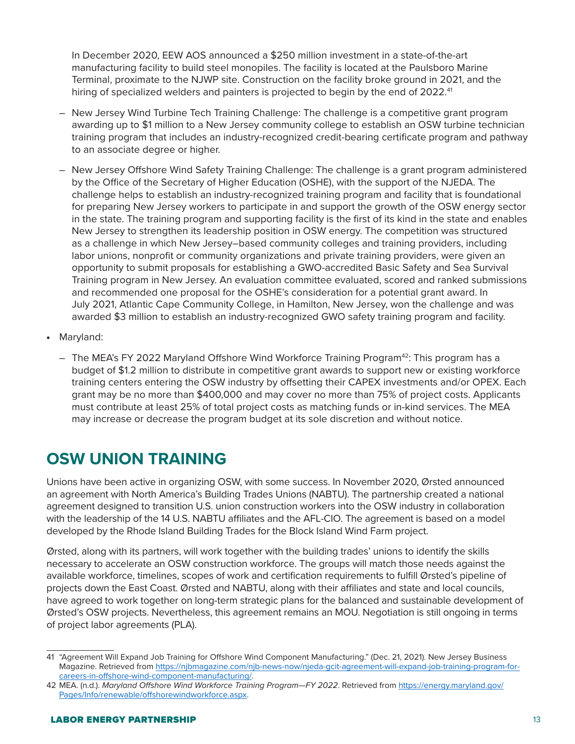In December 2020, EEW AOS announced a $250 million investment in a state-of-the-art manufacturing facility to build steel monopiles. The facility is located at the Paulsboro Marine Terminal, proximate to the NJWP site. Construction on the facility broke ground in 2021, and the hiring of specialized welders and painters is projected to begin by the end of 2022.[41]

  - New Jersey Wind Turbine Tech Training Challenge: The challenge is a competitive grant program awarding up to $1 million to a New Jersey community college to establish an OSW turbine technician training program that includes an industry-recognized credit-bearing certificate program and pathway to an associate degree or higher.
  - New Jersey Offshore Wind Safety Training Challenge: The challenge is a grant program administered by the Office of the Secretary of Higher Education (OSHE), with the support of the NJEDA. The challenge helps to establish an industry-recognized training program and facility that is foundational for preparing New Jersey workers to participate in and support the growth of the OSW energy sector in the state. The training program and supporting facility is the first of its kind in the state and enables New Jersey to strengthen its leadership position in OSW energy. The competition was structured as a challenge in which New Jersey–based community colleges and training providers, including labor unions, nonprofit or community organizations and private training providers, were given an opportunity to submit proposals for establishing a GWO-accredited Basic Safety and Sea Survival Training program in New Jersey. An evaluation committee evaluated, scored and ranked submissions and recommended one proposal for the OSHE's consideration for a potential grant award. In July 2021, Atlantic Cape Community College, in Hamilton, New Jersey, won the challenge and was awarded $3 million to establish an industry-recognized GWO safety training program and facility.

- Maryland:
  - The MEA's FY 2022 Maryland Offshore Wind Workforce Training Program[42]: This program has a budget of $1.2 million to distribute in competitive grant awards to support new or existing workforce training centers entering the OSW industry by offsetting their CAPEX investments and/or OPEX. Each grant may be no more than $400,000 and may cover no more than 75% of project costs. Applicants must contribute at least 25% of total project costs as matching funds or in-kind services. The MEA may increase or decrease the program budget at its sole discretion and without notice.

## OSW UNION TRAINING

Unions have been active in organizing OSW, with some success. In November 2020, Ørsted announced an agreement with North America's Building Trades Unions (NABTU). The partnership created a national agreement designed to transition U.S. union construction workers into the OSW industry in collaboration with the leadership of the 14 U.S. NABTU affiliates and the AFL-CIO. The agreement is based on a model developed by the Rhode Island Building Trades for the Block Island Wind Farm project.

Ørsted, along with its partners, will work together with the building trades' unions to identify the skills necessary to accelerate an OSW construction workforce. The groups will match those needs against the available workforce, timelines, scopes of work and certification requirements to fulfill Ørsted's pipeline of projects down the East Coast. Ørsted and NABTU, along with their affiliates and state and local councils, have agreed to work together on long-term strategic plans for the balanced and sustainable development of Ørsted's OSW projects. Nevertheless, this agreement remains an MOU. Negotiation is still ongoing in terms of project labor agreements (PLA).

---

41 "Agreement Will Expand Job Training for Offshore Wind Component Manufacturing." (Dec. 21, 2021). New Jersey Business Magazine. Retrieved from https://njbmagazine.com/njb-news-now/njeda-gcit-agreement-will-expand-job-training-program-for-careers-in-offshore-wind-component-manufacturing/.

42 MEA. (n.d.). *Maryland Offshore Wind Workforce Training Program—FY 2022*. Retrieved from https://energy.maryland.gov/Pages/Info/renewable/offshorewindworkforce.aspx.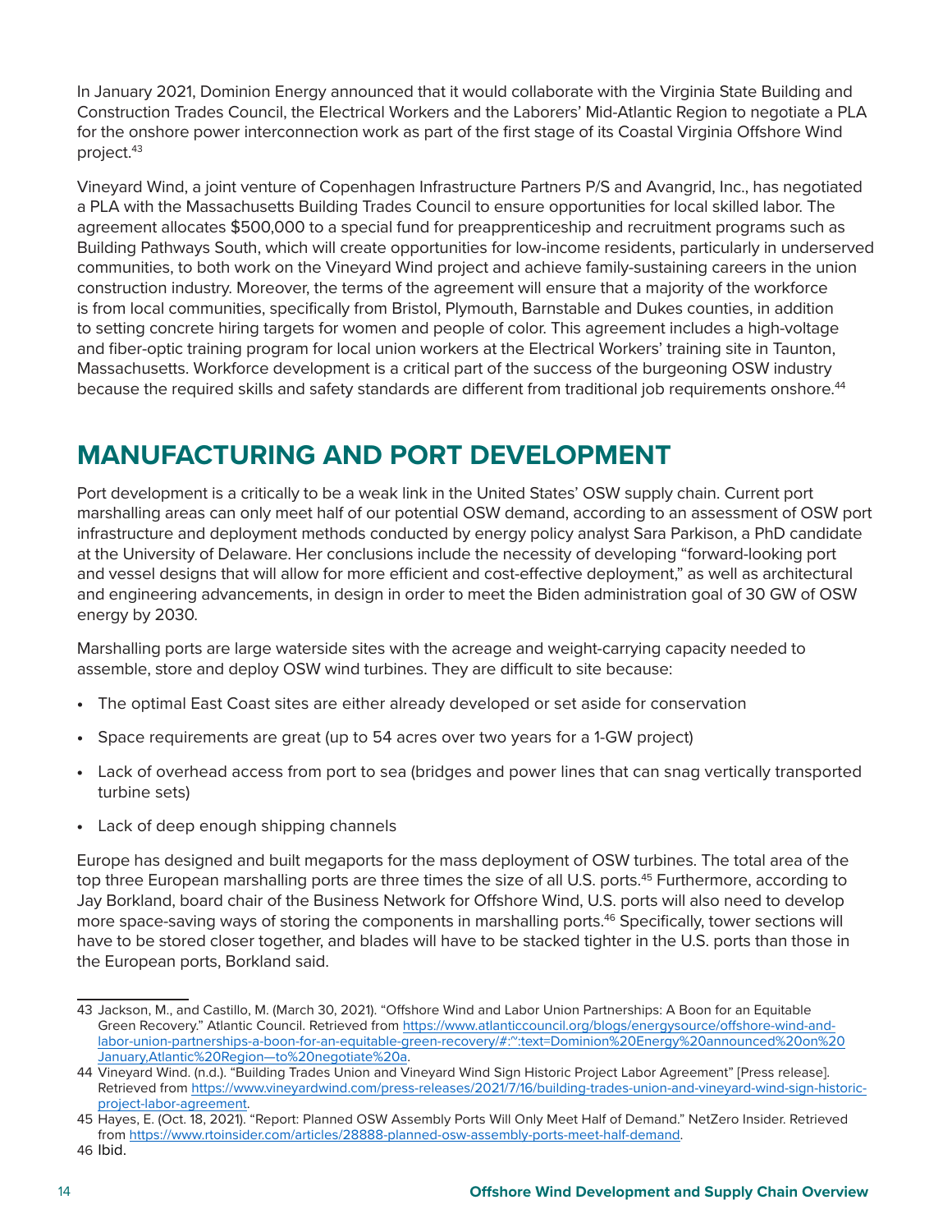In January 2021, Dominion Energy announced that it would collaborate with the Virginia State Building and Construction Trades Council, the Electrical Workers and the Laborers' Mid-Atlantic Region to negotiate a PLA for the onshore power interconnection work as part of the first stage of its Coastal Virginia Offshore Wind project.[43]

Vineyard Wind, a joint venture of Copenhagen Infrastructure Partners P/S and Avangrid, Inc., has negotiated a PLA with the Massachusetts Building Trades Council to ensure opportunities for local skilled labor. The agreement allocates $500,000 to a special fund for preapprenticeship and recruitment programs such as Building Pathways South, which will create opportunities for low-income residents, particularly in underserved communities, to both work on the Vineyard Wind project and achieve family-sustaining careers in the union construction industry. Moreover, the terms of the agreement will ensure that a majority of the workforce is from local communities, specifically from Bristol, Plymouth, Barnstable and Dukes counties, in addition to setting concrete hiring targets for women and people of color. This agreement includes a high-voltage and fiber-optic training program for local union workers at the Electrical Workers' training site in Taunton, Massachusetts. Workforce development is a critical part of the success of the burgeoning OSW industry because the required skills and safety standards are different from traditional job requirements onshore.[44]

## MANUFACTURING AND PORT DEVELOPMENT

Port development is a critically to be a weak link in the United States' OSW supply chain. Current port marshalling areas can only meet half of our potential OSW demand, according to an assessment of OSW port infrastructure and deployment methods conducted by energy policy analyst Sara Parkison, a PhD candidate at the University of Delaware. Her conclusions include the necessity of developing "forward-looking port and vessel designs that will allow for more efficient and cost-effective deployment," as well as architectural and engineering advancements, in design in order to meet the Biden administration goal of 30 GW of OSW energy by 2030.

Marshalling ports are large waterside sites with the acreage and weight-carrying capacity needed to assemble, store and deploy OSW wind turbines. They are difficult to site because:

- The optimal East Coast sites are either already developed or set aside for conservation
- Space requirements are great (up to 54 acres over two years for a 1-GW project)
- Lack of overhead access from port to sea (bridges and power lines that can snag vertically transported turbine sets)
- Lack of deep enough shipping channels

Europe has designed and built megaports for the mass deployment of OSW turbines. The total area of the top three European marshalling ports are three times the size of all U.S. ports.[45] Furthermore, according to Jay Borkland, board chair of the Business Network for Offshore Wind, U.S. ports will also need to develop more space-saving ways of storing the components in marshalling ports.[46] Specifically, tower sections will have to be stored closer together, and blades will have to be stacked tighter in the U.S. ports than those in the European ports, Borkland said.

---

43 Jackson, M., and Castillo, M. (March 30, 2021). "Offshore Wind and Labor Union Partnerships: A Boon for an Equitable Green Recovery." Atlantic Council. Retrieved from https://www.atlanticcouncil.org/blogs/energysource/offshore-wind-and-labor-union-partnerships-a-boon-for-an-equitable-green-recovery/#:~:text=Dominion%20Energy%20announced%20on%20January,Atlantic%20Region—to%20negotiate%20a.

44 Vineyard Wind. (n.d.). "Building Trades Union and Vineyard Wind Sign Historic Project Labor Agreement" [Press release]. Retrieved from https://www.vineyardwind.com/press-releases/2021/7/16/building-trades-union-and-vineyard-wind-sign-historic-project-labor-agreement.

45 Hayes, E. (Oct. 18, 2021). "Report: Planned OSW Assembly Ports Will Only Meet Half of Demand." NetZero Insider. Retrieved from https://www.rtoinsider.com/articles/28888-planned-osw-assembly-ports-meet-half-demand.

46 Ibid.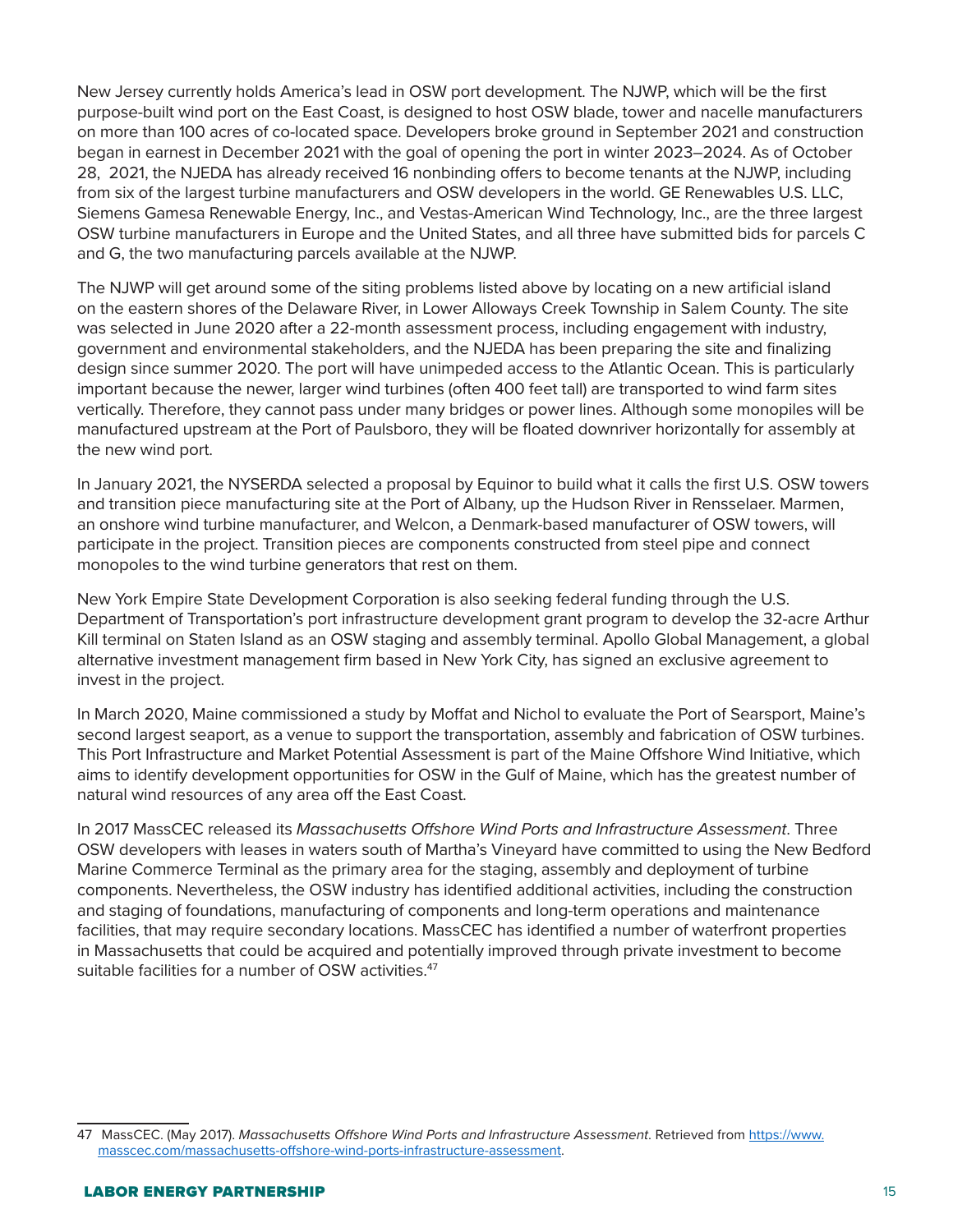New Jersey currently holds America's lead in OSW port development. The NJWP, which will be the first purpose-built wind port on the East Coast, is designed to host OSW blade, tower and nacelle manufacturers on more than 100 acres of co-located space. Developers broke ground in September 2021 and construction began in earnest in December 2021 with the goal of opening the port in winter 2023–2024. As of October 28, 2021, the NJEDA has already received 16 nonbinding offers to become tenants at the NJWP, including from six of the largest turbine manufacturers and OSW developers in the world. GE Renewables U.S. LLC, Siemens Gamesa Renewable Energy, Inc., and Vestas-American Wind Technology, Inc., are the three largest OSW turbine manufacturers in Europe and the United States, and all three have submitted bids for parcels C and G, the two manufacturing parcels available at the NJWP.

The NJWP will get around some of the siting problems listed above by locating on a new artificial island on the eastern shores of the Delaware River, in Lower Alloways Creek Township in Salem County. The site was selected in June 2020 after a 22-month assessment process, including engagement with industry, government and environmental stakeholders, and the NJEDA has been preparing the site and finalizing design since summer 2020. The port will have unimpeded access to the Atlantic Ocean. This is particularly important because the newer, larger wind turbines (often 400 feet tall) are transported to wind farm sites vertically. Therefore, they cannot pass under many bridges or power lines. Although some monopiles will be manufactured upstream at the Port of Paulsboro, they will be floated downriver horizontally for assembly at the new wind port.

In January 2021, the NYSERDA selected a proposal by Equinor to build what it calls the first U.S. OSW towers and transition piece manufacturing site at the Port of Albany, up the Hudson River in Rensselaer. Marmen, an onshore wind turbine manufacturer, and Welcon, a Denmark-based manufacturer of OSW towers, will participate in the project. Transition pieces are components constructed from steel pipe and connect monopoles to the wind turbine generators that rest on them.

New York Empire State Development Corporation is also seeking federal funding through the U.S. Department of Transportation's port infrastructure development grant program to develop the 32-acre Arthur Kill terminal on Staten Island as an OSW staging and assembly terminal. Apollo Global Management, a global alternative investment management firm based in New York City, has signed an exclusive agreement to invest in the project.

In March 2020, Maine commissioned a study by Moffat and Nichol to evaluate the Port of Searsport, Maine's second largest seaport, as a venue to support the transportation, assembly and fabrication of OSW turbines. This Port Infrastructure and Market Potential Assessment is part of the Maine Offshore Wind Initiative, which aims to identify development opportunities for OSW in the Gulf of Maine, which has the greatest number of natural wind resources of any area off the East Coast.

In 2017 MassCEC released its *Massachusetts Offshore Wind Ports and Infrastructure Assessment*. Three OSW developers with leases in waters south of Martha's Vineyard have committed to using the New Bedford Marine Commerce Terminal as the primary area for the staging, assembly and deployment of turbine components. Nevertheless, the OSW industry has identified additional activities, including the construction and staging of foundations, manufacturing of components and long-term operations and maintenance facilities, that may require secondary locations. MassCEC has identified a number of waterfront properties in Massachusetts that could be acquired and potentially improved through private investment to become suitable facilities for a number of OSW activities.[47]

---

47 MassCEC. (May 2017). *Massachusetts Offshore Wind Ports and Infrastructure Assessment*. Retrieved from https://www.masscec.com/massachusetts-offshore-wind-ports-infrastructure-assessment.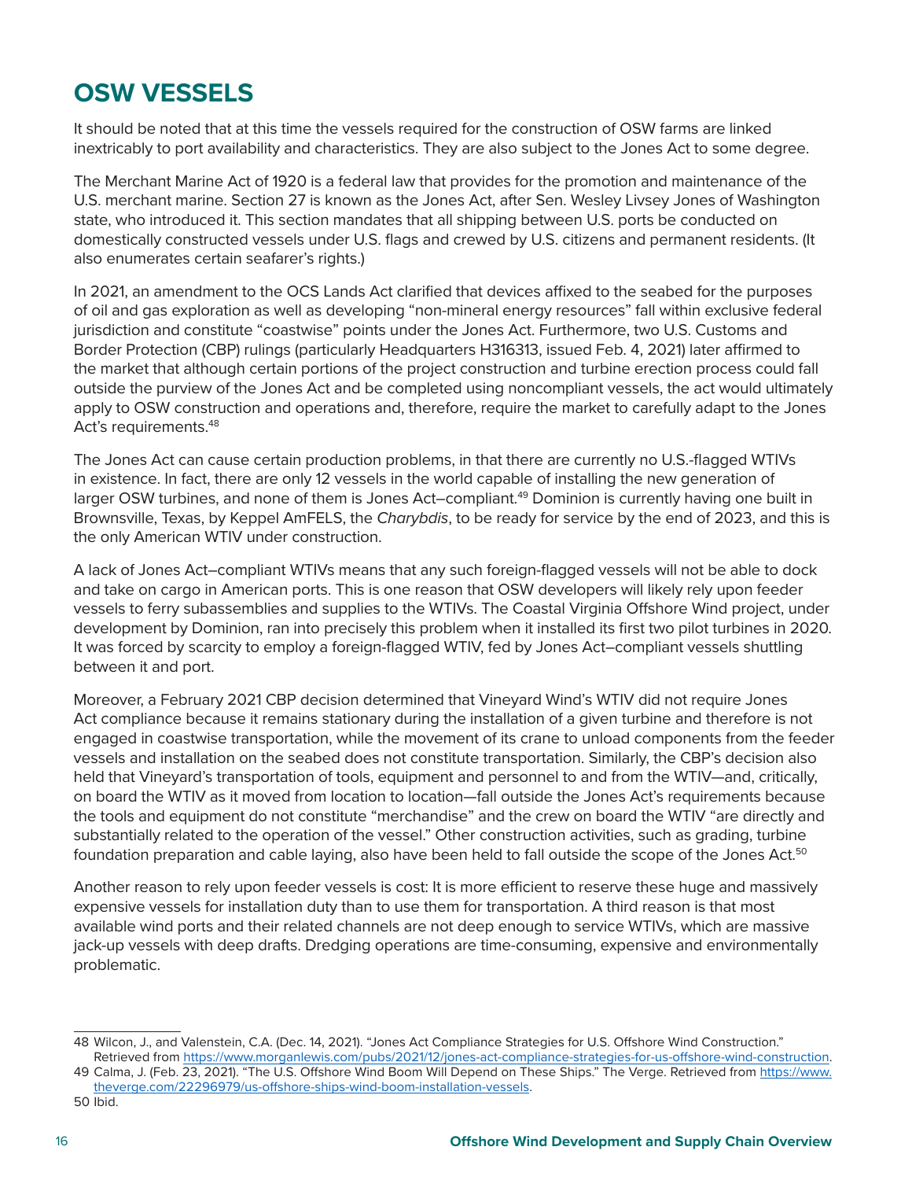# OSW VESSELS

It should be noted that at this time the vessels required for the construction of OSW farms are linked inextricably to port availability and characteristics. They are also subject to the Jones Act to some degree.

The Merchant Marine Act of 1920 is a federal law that provides for the promotion and maintenance of the U.S. merchant marine. Section 27 is known as the Jones Act, after Sen. Wesley Livsey Jones of Washington state, who introduced it. This section mandates that all shipping between U.S. ports be conducted on domestically constructed vessels under U.S. flags and crewed by U.S. citizens and permanent residents. (It also enumerates certain seafarer's rights.)

In 2021, an amendment to the OCS Lands Act clarified that devices affixed to the seabed for the purposes of oil and gas exploration as well as developing "non-mineral energy resources" fall within exclusive federal jurisdiction and constitute "coastwise" points under the Jones Act. Furthermore, two U.S. Customs and Border Protection (CBP) rulings (particularly Headquarters H316313, issued Feb. 4, 2021) later affirmed to the market that although certain portions of the project construction and turbine erection process could fall outside the purview of the Jones Act and be completed using noncompliant vessels, the act would ultimately apply to OSW construction and operations and, therefore, require the market to carefully adapt to the Jones Act's requirements.[48]

The Jones Act can cause certain production problems, in that there are currently no U.S.-flagged WTIVs in existence. In fact, there are only 12 vessels in the world capable of installing the new generation of larger OSW turbines, and none of them is Jones Act–compliant.[49] Dominion is currently having one built in Brownsville, Texas, by Keppel AmFELS, the *Charybdis*, to be ready for service by the end of 2023, and this is the only American WTIV under construction.

A lack of Jones Act–compliant WTIVs means that any such foreign-flagged vessels will not be able to dock and take on cargo in American ports. This is one reason that OSW developers will likely rely upon feeder vessels to ferry subassemblies and supplies to the WTIVs. The Coastal Virginia Offshore Wind project, under development by Dominion, ran into precisely this problem when it installed its first two pilot turbines in 2020. It was forced by scarcity to employ a foreign-flagged WTIV, fed by Jones Act–compliant vessels shuttling between it and port.

Moreover, a February 2021 CBP decision determined that Vineyard Wind's WTIV did not require Jones Act compliance because it remains stationary during the installation of a given turbine and therefore is not engaged in coastwise transportation, while the movement of its crane to unload components from the feeder vessels and installation on the seabed does not constitute transportation. Similarly, the CBP's decision also held that Vineyard's transportation of tools, equipment and personnel to and from the WTIV—and, critically, on board the WTIV as it moved from location to location—fall outside the Jones Act's requirements because the tools and equipment do not constitute "merchandise" and the crew on board the WTIV "are directly and substantially related to the operation of the vessel." Other construction activities, such as grading, turbine foundation preparation and cable laying, also have been held to fall outside the scope of the Jones Act.[50]

Another reason to rely upon feeder vessels is cost: It is more efficient to reserve these huge and massively expensive vessels for installation duty than to use them for transportation. A third reason is that most available wind ports and their related channels are not deep enough to service WTIVs, which are massive jack-up vessels with deep drafts. Dredging operations are time-consuming, expensive and environmentally problematic.

---

48 Wilcon, J., and Valenstein, C.A. (Dec. 14, 2021). "Jones Act Compliance Strategies for U.S. Offshore Wind Construction." Retrieved from https://www.morganlewis.com/pubs/2021/12/jones-act-compliance-strategies-for-us-offshore-wind-construction.

49 Calma, J. (Feb. 23, 2021). "The U.S. Offshore Wind Boom Will Depend on These Ships." The Verge. Retrieved from https://www.theverge.com/22296979/us-offshore-ships-wind-boom-installation-vessels.

50 Ibid.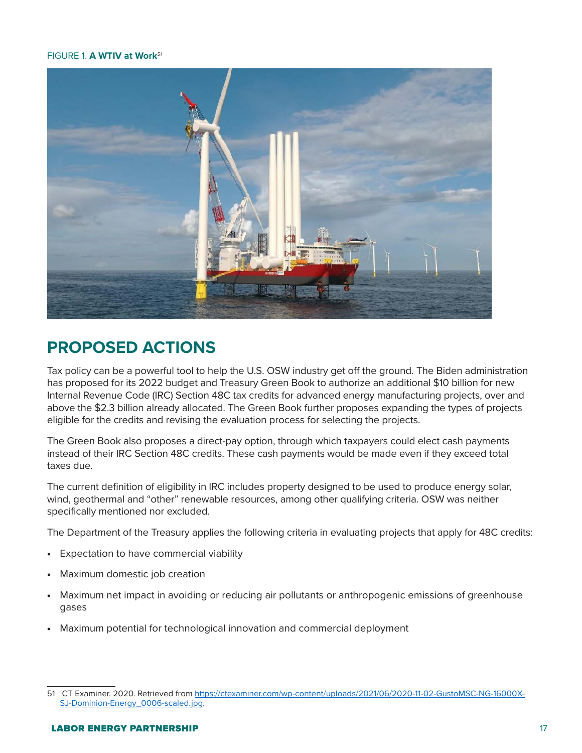FIGURE 1. **A WTIV at Work**[51]

## PROPOSED ACTIONS

Tax policy can be a powerful tool to help the U.S. OSW industry get off the ground. The Biden administration has proposed for its 2022 budget and Treasury Green Book to authorize an additional $10 billion for new Internal Revenue Code (IRC) Section 48C tax credits for advanced energy manufacturing projects, over and above the $2.3 billion already allocated. The Green Book further proposes expanding the types of projects eligible for the credits and revising the evaluation process for selecting the projects.

The Green Book also proposes a direct-pay option, through which taxpayers could elect cash payments instead of their IRC Section 48C credits. These cash payments would be made even if they exceed total taxes due.

The current definition of eligibility in IRC includes property designed to be used to produce energy solar, wind, geothermal and "other" renewable resources, among other qualifying criteria. OSW was neither specifically mentioned nor excluded.

The Department of the Treasury applies the following criteria in evaluating projects that apply for 48C credits:

- Expectation to have commercial viability
- Maximum domestic job creation
- Maximum net impact in avoiding or reducing air pollutants or anthropogenic emissions of greenhouse gases
- Maximum potential for technological innovation and commercial deployment

---

51 CT Examiner. 2020. Retrieved from https://ctexaminer.com/wp-content/uploads/2021/06/2020-11-02-GustoMSC-NG-16000X-SJ-Dominion-Energy_0006-scaled.jpg.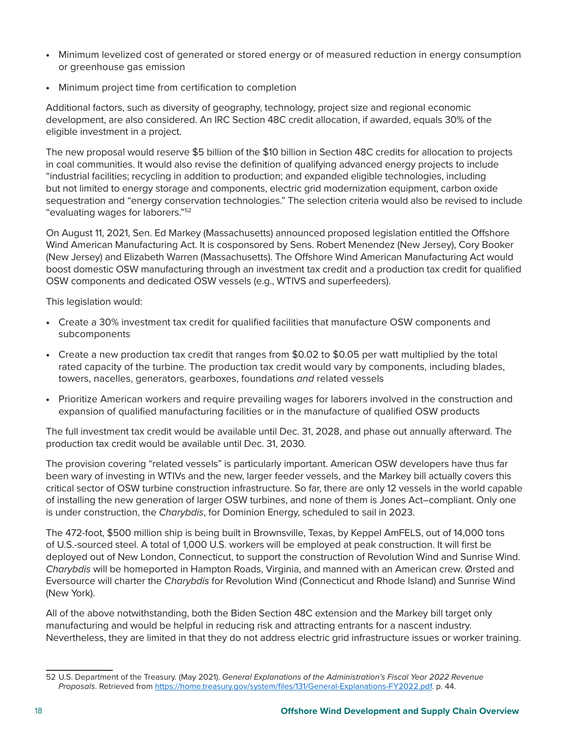- Minimum levelized cost of generated or stored energy or of measured reduction in energy consumption or greenhouse gas emission
- Minimum project time from certification to completion

Additional factors, such as diversity of geography, technology, project size and regional economic development, are also considered. An IRC Section 48C credit allocation, if awarded, equals 30% of the eligible investment in a project.

The new proposal would reserve $5 billion of the $10 billion in Section 48C credits for allocation to projects in coal communities. It would also revise the definition of qualifying advanced energy projects to include "industrial facilities; recycling in addition to production; and expanded eligible technologies, including but not limited to energy storage and components, electric grid modernization equipment, carbon oxide sequestration and "energy conservation technologies." The selection criteria would also be revised to include "evaluating wages for laborers."[52]

On August 11, 2021, Sen. Ed Markey (Massachusetts) announced proposed legislation entitled the Offshore Wind American Manufacturing Act. It is cosponsored by Sens. Robert Menendez (New Jersey), Cory Booker (New Jersey) and Elizabeth Warren (Massachusetts). The Offshore Wind American Manufacturing Act would boost domestic OSW manufacturing through an investment tax credit and a production tax credit for qualified OSW components and dedicated OSW vessels (e.g., WTIVS and superfeeders).

This legislation would:

- Create a 30% investment tax credit for qualified facilities that manufacture OSW components and subcomponents
- Create a new production tax credit that ranges from $0.02 to $0.05 per watt multiplied by the total rated capacity of the turbine. The production tax credit would vary by components, including blades, towers, nacelles, generators, gearboxes, foundations *and* related vessels
- Prioritize American workers and require prevailing wages for laborers involved in the construction and expansion of qualified manufacturing facilities or in the manufacture of qualified OSW products

The full investment tax credit would be available until Dec. 31, 2028, and phase out annually afterward. The production tax credit would be available until Dec. 31, 2030.

The provision covering "related vessels" is particularly important. American OSW developers have thus far been wary of investing in WTIVs and the new, larger feeder vessels, and the Markey bill actually covers this critical sector of OSW turbine construction infrastructure. So far, there are only 12 vessels in the world capable of installing the new generation of larger OSW turbines, and none of them is Jones Act–compliant. Only one is under construction, the *Charybdis*, for Dominion Energy, scheduled to sail in 2023.

The 472-foot, $500 million ship is being built in Brownsville, Texas, by Keppel AmFELS, out of 14,000 tons of U.S.-sourced steel. A total of 1,000 U.S. workers will be employed at peak construction. It will first be deployed out of New London, Connecticut, to support the construction of Revolution Wind and Sunrise Wind. *Charybdis* will be homeported in Hampton Roads, Virginia, and manned with an American crew. Ørsted and Eversource will charter the *Charybdis* for Revolution Wind (Connecticut and Rhode Island) and Sunrise Wind (New York).

All of the above notwithstanding, both the Biden Section 48C extension and the Markey bill target only manufacturing and would be helpful in reducing risk and attracting entrants for a nascent industry. Nevertheless, they are limited in that they do not address electric grid infrastructure issues or worker training.

---

52 U.S. Department of the Treasury. (May 2021). *General Explanations of the Administration's Fiscal Year 2022 Revenue Proposals*. Retrieved from https://home.treasury.gov/system/files/131/General-Explanations-FY2022.pdf. p. 44.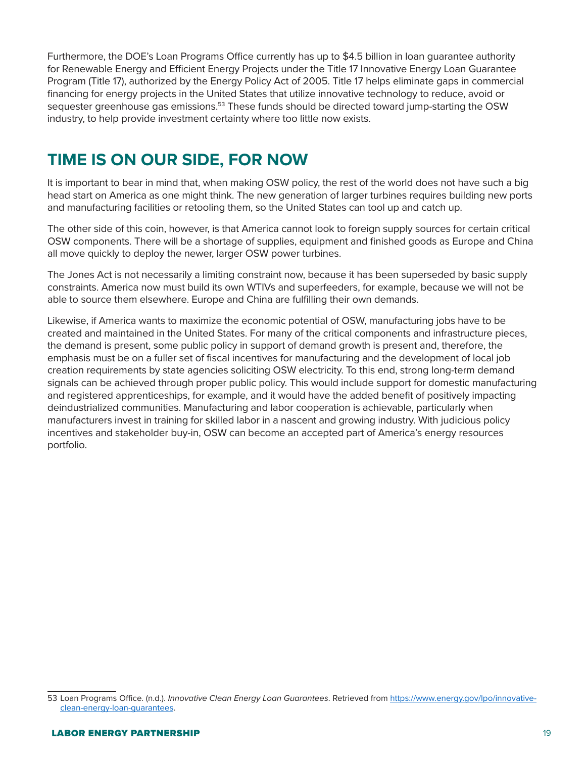Furthermore, the DOE's Loan Programs Office currently has up to $4.5 billion in loan guarantee authority for Renewable Energy and Efficient Energy Projects under the Title 17 Innovative Energy Loan Guarantee Program (Title 17), authorized by the Energy Policy Act of 2005. Title 17 helps eliminate gaps in commercial financing for energy projects in the United States that utilize innovative technology to reduce, avoid or sequester greenhouse gas emissions.[53] These funds should be directed toward jump-starting the OSW industry, to help provide investment certainty where too little now exists.

## TIME IS ON OUR SIDE, FOR NOW

It is important to bear in mind that, when making OSW policy, the rest of the world does not have such a big head start on America as one might think. The new generation of larger turbines requires building new ports and manufacturing facilities or retooling them, so the United States can tool up and catch up.

The other side of this coin, however, is that America cannot look to foreign supply sources for certain critical OSW components. There will be a shortage of supplies, equipment and finished goods as Europe and China all move quickly to deploy the newer, larger OSW power turbines.

The Jones Act is not necessarily a limiting constraint now, because it has been superseded by basic supply constraints. America now must build its own WTIVs and superfeeders, for example, because we will not be able to source them elsewhere. Europe and China are fulfilling their own demands.

Likewise, if America wants to maximize the economic potential of OSW, manufacturing jobs have to be created and maintained in the United States. For many of the critical components and infrastructure pieces, the demand is present, some public policy in support of demand growth is present and, therefore, the emphasis must be on a fuller set of fiscal incentives for manufacturing and the development of local job creation requirements by state agencies soliciting OSW electricity. To this end, strong long-term demand signals can be achieved through proper public policy. This would include support for domestic manufacturing and registered apprenticeships, for example, and it would have the added benefit of positively impacting deindustrialized communities. Manufacturing and labor cooperation is achievable, particularly when manufacturers invest in training for skilled labor in a nascent and growing industry. With judicious policy incentives and stakeholder buy-in, OSW can become an accepted part of America's energy resources portfolio.

---

53 Loan Programs Office. (n.d.). *Innovative Clean Energy Loan Guarantees*. Retrieved from https://www.energy.gov/lpo/innovative-clean-energy-loan-guarantees.